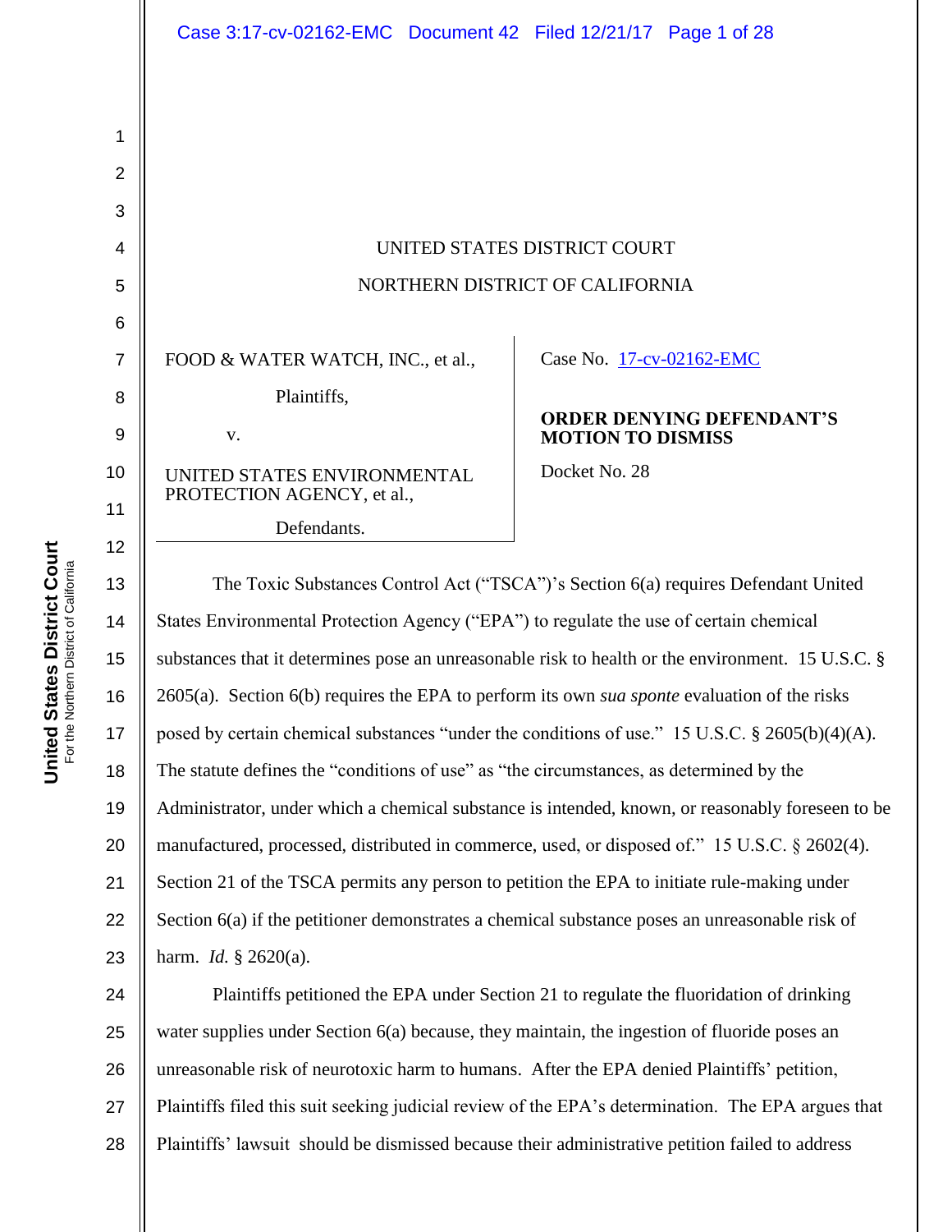UNITED STATES DISTRICT COURT

NORTHERN DISTRICT OF CALIFORNIA

FOOD & WATER WATCH, INC., et al.,

Plaintiffs,

v.

UNITED STATES ENVIRONMENTAL PROTECTION AGENCY, et al.,

Defendants.

Case No. 17-cv-02162-EMC

**ORDER DENYING DEFENDANT'S MOTION TO DISMISS**

Docket No. 28

The Toxic Substances Control Act ("TSCA")'s Section 6(a) requires Defendant United States Environmental Protection Agency ("EPA") to regulate the use of certain chemical substances that it determines pose an unreasonable risk to health or the environment. 15 U.S.C. § 2605(a). Section 6(b) requires the EPA to perform its own *sua sponte* evaluation of the risks posed by certain chemical substances "under the conditions of use." 15 U.S.C. § 2605(b)(4)(A). The statute defines the "conditions of use" as "the circumstances, as determined by the Administrator, under which a chemical substance is intended, known, or reasonably foreseen to be manufactured, processed, distributed in commerce, used, or disposed of." 15 U.S.C. § 2602(4). Section 21 of the TSCA permits any person to petition the EPA to initiate rule-making under Section 6(a) if the petitioner demonstrates a chemical substance poses an unreasonable risk of harm. *Id.* § 2620(a).

Plaintiffs petitioned the EPA under Section 21 to regulate the fluoridation of drinking water supplies under Section 6(a) because, they maintain, the ingestion of fluoride poses an unreasonable risk of neurotoxic harm to humans. After the EPA denied Plaintiffs' petition, Plaintiffs filed this suit seeking judicial review of the EPA's determination. The EPA argues that Plaintiffs' lawsuit should be dismissed because their administrative petition failed to address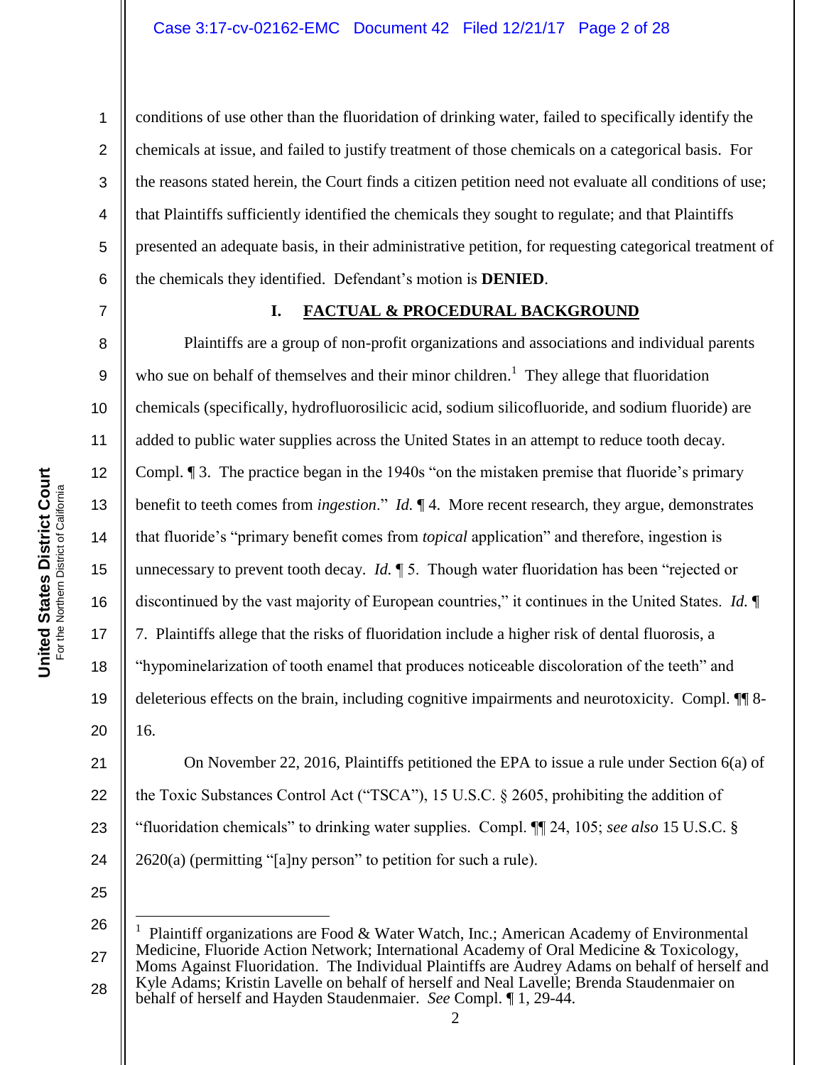conditions of use other than the fluoridation of drinking water, failed to specifically identify the chemicals at issue, and failed to justify treatment of those chemicals on a categorical basis. For the reasons stated herein, the Court finds a citizen petition need not evaluate all conditions of use; that Plaintiffs sufficiently identified the chemicals they sought to regulate; and that Plaintiffs presented an adequate basis, in their administrative petition, for requesting categorical treatment of the chemicals they identified. Defendant's motion is **DENIED**.

## I. FACTUAL & PROCEDURAL BACKGROUND

Plaintiffs are a group of non-profit organizations and associations and individual parents who sue on behalf of themselves and their minor children.[1] They allege that fluoridation chemicals (specifically, hydrofluorosilicic acid, sodium silicofluoride, and sodium fluoride) are added to public water supplies across the United States in an attempt to reduce tooth decay. Compl. ¶ 3. The practice began in the 1940s "on the mistaken premise that fluoride's primary benefit to teeth comes from *ingestion*." *Id.* ¶ 4. More recent research, they argue, demonstrates that fluoride's "primary benefit comes from *topical* application" and therefore, ingestion is unnecessary to prevent tooth decay. *Id.* ¶ 5. Though water fluoridation has been "rejected or discontinued by the vast majority of European countries," it continues in the United States. *Id.* ¶ 7. Plaintiffs allege that the risks of fluoridation include a higher risk of dental fluorosis, a "hypominelarization of tooth enamel that produces noticeable discoloration of the teeth" and deleterious effects on the brain, including cognitive impairments and neurotoxicity. Compl. ¶¶ 8-16.

On November 22, 2016, Plaintiffs petitioned the EPA to issue a rule under Section 6(a) of the Toxic Substances Control Act ("TSCA"), 15 U.S.C. § 2605, prohibiting the addition of "fluoridation chemicals" to drinking water supplies. Compl. ¶¶ 24, 105; *see also* 15 U.S.C. § 2620(a) (permitting "[a]ny person" to petition for such a rule).

---

[1] Plaintiff organizations are Food & Water Watch, Inc.; American Academy of Environmental Medicine, Fluoride Action Network; International Academy of Oral Medicine & Toxicology, Moms Against Fluoridation. The Individual Plaintiffs are Audrey Adams on behalf of herself and Kyle Adams; Kristin Lavelle on behalf of herself and Neal Lavelle; Brenda Staudenmaier on behalf of herself and Hayden Staudenmaier. *See* Compl. ¶ 1, 29-44.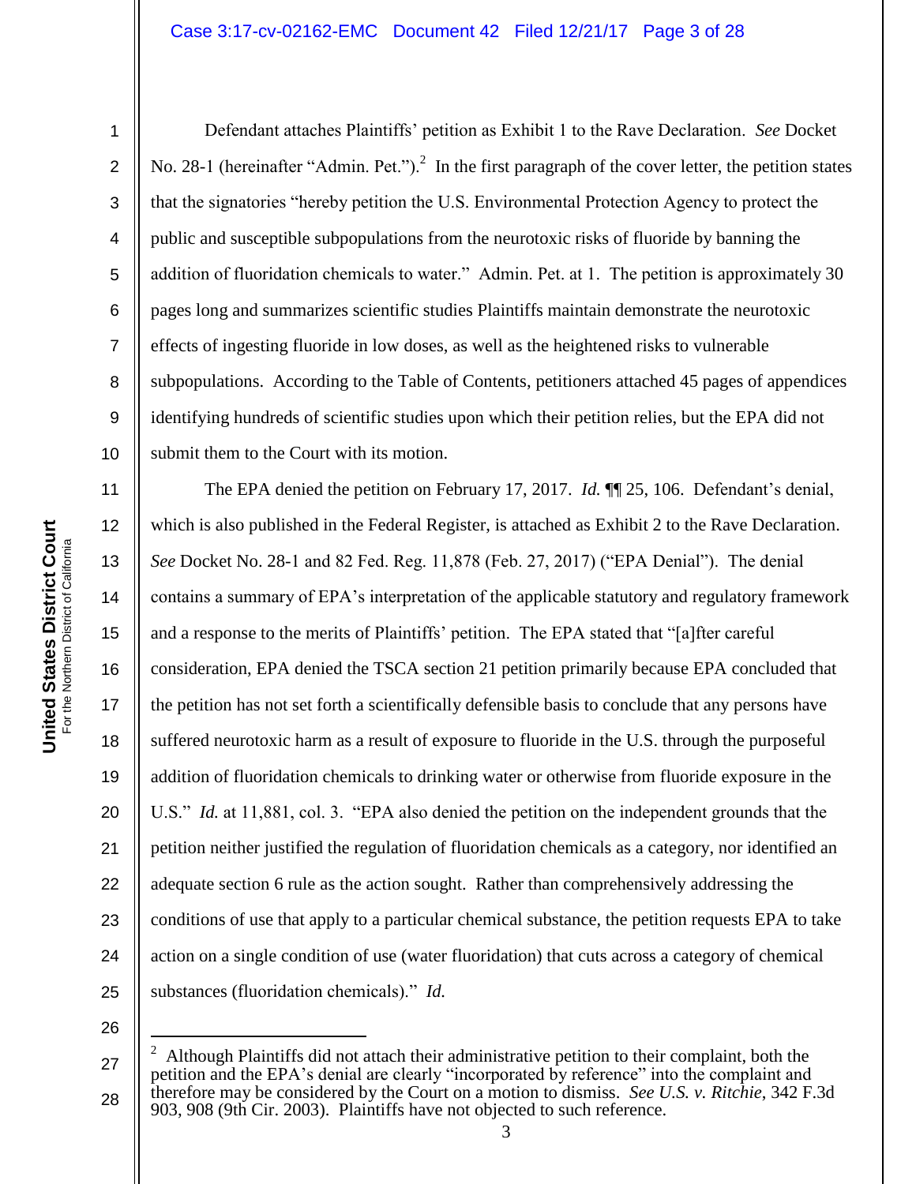Defendant attaches Plaintiffs' petition as Exhibit 1 to the Rave Declaration. *See* Docket No. 28-1 (hereinafter "Admin. Pet.").[2] In the first paragraph of the cover letter, the petition states that the signatories "hereby petition the U.S. Environmental Protection Agency to protect the public and susceptible subpopulations from the neurotoxic risks of fluoride by banning the addition of fluoridation chemicals to water." Admin. Pet. at 1. The petition is approximately 30 pages long and summarizes scientific studies Plaintiffs maintain demonstrate the neurotoxic effects of ingesting fluoride in low doses, as well as the heightened risks to vulnerable subpopulations. According to the Table of Contents, petitioners attached 45 pages of appendices identifying hundreds of scientific studies upon which their petition relies, but the EPA did not submit them to the Court with its motion.

The EPA denied the petition on February 17, 2017. *Id.* ¶¶ 25, 106. Defendant's denial, which is also published in the Federal Register, is attached as Exhibit 2 to the Rave Declaration. *See* Docket No. 28-1 and 82 Fed. Reg. 11,878 (Feb. 27, 2017) ("EPA Denial"). The denial contains a summary of EPA's interpretation of the applicable statutory and regulatory framework and a response to the merits of Plaintiffs' petition. The EPA stated that "[a]fter careful consideration, EPA denied the TSCA section 21 petition primarily because EPA concluded that the petition has not set forth a scientifically defensible basis to conclude that any persons have suffered neurotoxic harm as a result of exposure to fluoride in the U.S. through the purposeful addition of fluoridation chemicals to drinking water or otherwise from fluoride exposure in the U.S." *Id.* at 11,881, col. 3. "EPA also denied the petition on the independent grounds that the petition neither justified the regulation of fluoridation chemicals as a category, nor identified an adequate section 6 rule as the action sought. Rather than comprehensively addressing the conditions of use that apply to a particular chemical substance, the petition requests EPA to take action on a single condition of use (water fluoridation) that cuts across a category of chemical substances (fluoridation chemicals)." *Id.*

---

[2] Although Plaintiffs did not attach their administrative petition to their complaint, both the petition and the EPA's denial are clearly "incorporated by reference" into the complaint and therefore may be considered by the Court on a motion to dismiss. *See U.S. v. Ritchie*, 342 F.3d 903, 908 (9th Cir. 2003). Plaintiffs have not objected to such reference.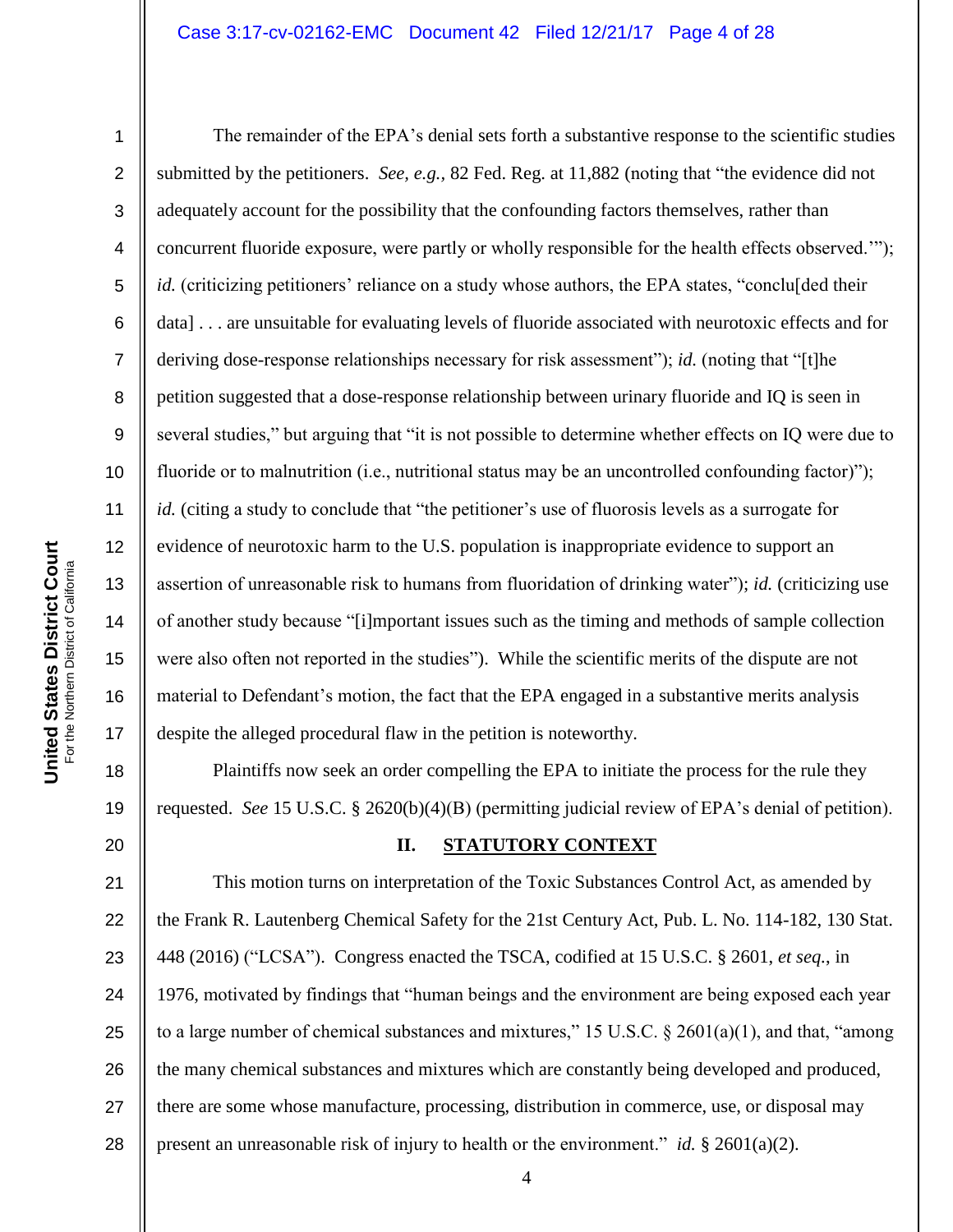The remainder of the EPA's denial sets forth a substantive response to the scientific studies submitted by the petitioners. *See, e.g.,* 82 Fed. Reg. at 11,882 (noting that "the evidence did not adequately account for the possibility that the confounding factors themselves, rather than concurrent fluoride exposure, were partly or wholly responsible for the health effects observed.'"); *id.* (criticizing petitioners' reliance on a study whose authors, the EPA states, "conclu[ded their data] . . . are unsuitable for evaluating levels of fluoride associated with neurotoxic effects and for deriving dose-response relationships necessary for risk assessment"); *id.* (noting that "[t]he petition suggested that a dose-response relationship between urinary fluoride and IQ is seen in several studies," but arguing that "it is not possible to determine whether effects on IQ were due to fluoride or to malnutrition (i.e., nutritional status may be an uncontrolled confounding factor)"); *id.* (citing a study to conclude that "the petitioner's use of fluorosis levels as a surrogate for evidence of neurotoxic harm to the U.S. population is inappropriate evidence to support an assertion of unreasonable risk to humans from fluoridation of drinking water"); *id.* (criticizing use of another study because "[i]mportant issues such as the timing and methods of sample collection were also often not reported in the studies"). While the scientific merits of the dispute are not material to Defendant's motion, the fact that the EPA engaged in a substantive merits analysis despite the alleged procedural flaw in the petition is noteworthy.

Plaintiffs now seek an order compelling the EPA to initiate the process for the rule they requested. *See* 15 U.S.C. § 2620(b)(4)(B) (permitting judicial review of EPA's denial of petition).

## II. STATUTORY CONTEXT

This motion turns on interpretation of the Toxic Substances Control Act, as amended by the Frank R. Lautenberg Chemical Safety for the 21st Century Act, Pub. L. No. 114-182, 130 Stat. 448 (2016) ("LCSA"). Congress enacted the TSCA, codified at 15 U.S.C. § 2601, *et seq.*, in 1976, motivated by findings that "human beings and the environment are being exposed each year to a large number of chemical substances and mixtures," 15 U.S.C. § 2601(a)(1), and that, "among the many chemical substances and mixtures which are constantly being developed and produced, there are some whose manufacture, processing, distribution in commerce, use, or disposal may present an unreasonable risk of injury to health or the environment." *id.* § 2601(a)(2).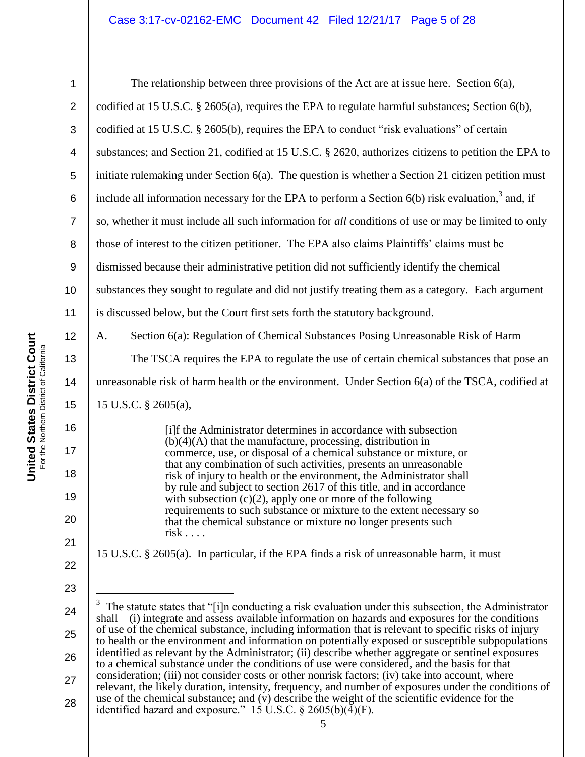The relationship between three provisions of the Act are at issue here. Section 6(a), codified at 15 U.S.C. § 2605(a), requires the EPA to regulate harmful substances; Section 6(b), codified at 15 U.S.C. § 2605(b), requires the EPA to conduct "risk evaluations" of certain substances; and Section 21, codified at 15 U.S.C. § 2620, authorizes citizens to petition the EPA to initiate rulemaking under Section 6(a). The question is whether a Section 21 citizen petition must include all information necessary for the EPA to perform a Section 6(b) risk evaluation,[3] and, if so, whether it must include all such information for *all* conditions of use or may be limited to only those of interest to the citizen petitioner. The EPA also claims Plaintiffs' claims must be dismissed because their administrative petition did not sufficiently identify the chemical substances they sought to regulate and did not justify treating them as a category. Each argument is discussed below, but the Court first sets forth the statutory background.

A. Section 6(a): Regulation of Chemical Substances Posing Unreasonable Risk of Harm

The TSCA requires the EPA to regulate the use of certain chemical substances that pose an unreasonable risk of harm health or the environment. Under Section 6(a) of the TSCA, codified at 15 U.S.C. § 2605(a),

> [i]f the Administrator determines in accordance with subsection (b)(4)(A) that the manufacture, processing, distribution in commerce, use, or disposal of a chemical substance or mixture, or that any combination of such activities, presents an unreasonable risk of injury to health or the environment, the Administrator shall by rule and subject to section 2617 of this title, and in accordance with subsection (c)(2), apply one or more of the following requirements to such substance or mixture to the extent necessary so that the chemical substance or mixture no longer presents such risk . . . .

15 U.S.C. § 2605(a). In particular, if the EPA finds a risk of unreasonable harm, it must

---

[3] The statute states that "[i]n conducting a risk evaluation under this subsection, the Administrator shall—(i) integrate and assess available information on hazards and exposures for the conditions of use of the chemical substance, including information that is relevant to specific risks of injury to health or the environment and information on potentially exposed or susceptible subpopulations identified as relevant by the Administrator; (ii) describe whether aggregate or sentinel exposures to a chemical substance under the conditions of use were considered, and the basis for that consideration; (iii) not consider costs or other nonrisk factors; (iv) take into account, where relevant, the likely duration, intensity, frequency, and number of exposures under the conditions of use of the chemical substance; and (v) describe the weight of the scientific evidence for the identified hazard and exposure." 15 U.S.C. § 2605(b)(4)(F).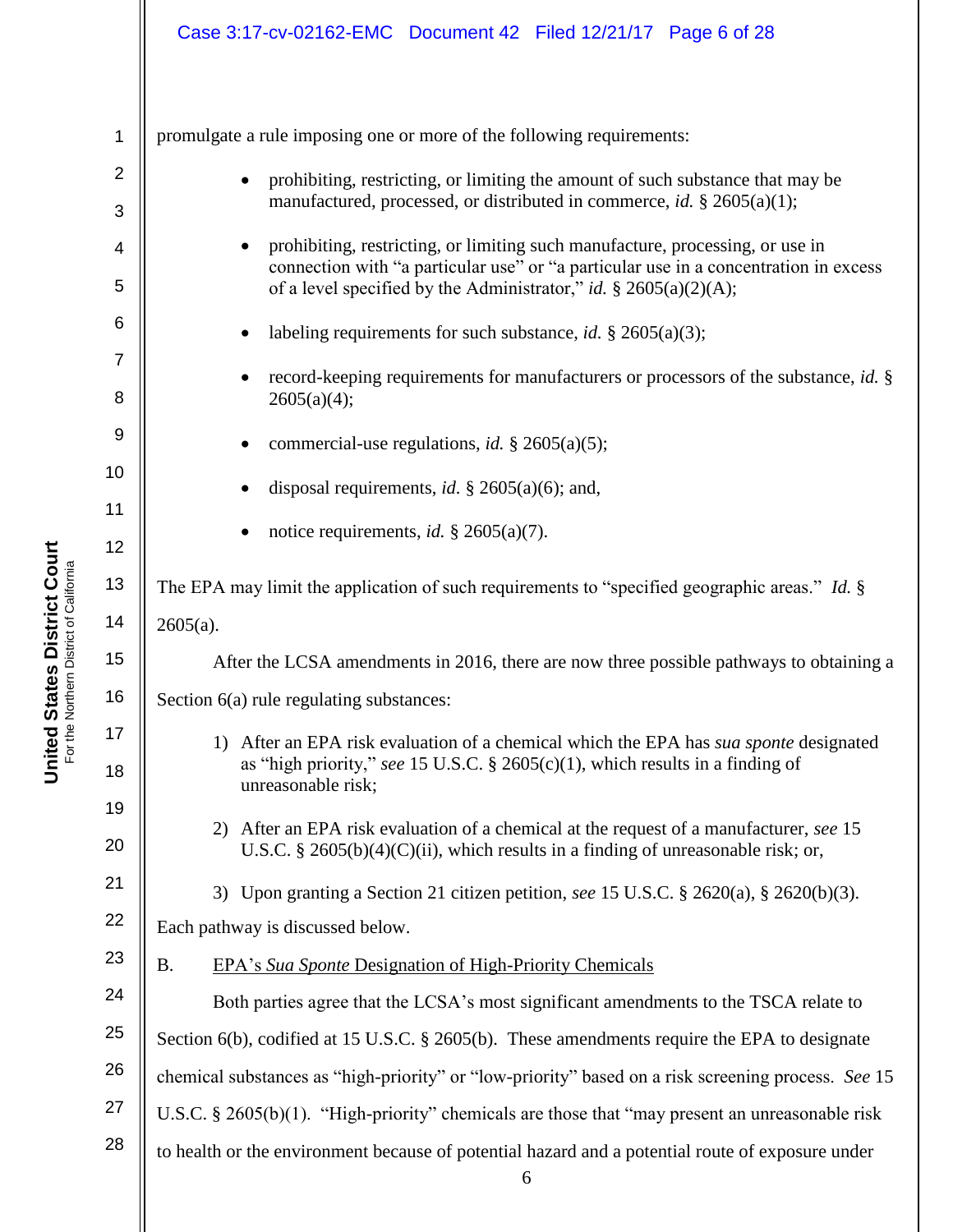promulgate a rule imposing one or more of the following requirements:

- prohibiting, restricting, or limiting the amount of such substance that may be manufactured, processed, or distributed in commerce, *id.* § 2605(a)(1);
- prohibiting, restricting, or limiting such manufacture, processing, or use in connection with "a particular use" or "a particular use in a concentration in excess of a level specified by the Administrator," *id.* § 2605(a)(2)(A);
- labeling requirements for such substance, *id.* § 2605(a)(3);
- record-keeping requirements for manufacturers or processors of the substance, *id.* § 2605(a)(4);
- commercial-use regulations, *id.* § 2605(a)(5);
- disposal requirements, *id.* § 2605(a)(6); and,
- notice requirements, *id.* § 2605(a)(7).

The EPA may limit the application of such requirements to "specified geographic areas." *Id.* § 2605(a).

After the LCSA amendments in 2016, there are now three possible pathways to obtaining a Section 6(a) rule regulating substances:

1) After an EPA risk evaluation of a chemical which the EPA has *sua sponte* designated as "high priority," *see* 15 U.S.C. § 2605(c)(1), which results in a finding of unreasonable risk;

2) After an EPA risk evaluation of a chemical at the request of a manufacturer, *see* 15 U.S.C. § 2605(b)(4)(C)(ii), which results in a finding of unreasonable risk; or,

3) Upon granting a Section 21 citizen petition, *see* 15 U.S.C. § 2620(a), § 2620(b)(3).

Each pathway is discussed below.

B. EPA's *Sua Sponte* Designation of High-Priority Chemicals

Both parties agree that the LCSA's most significant amendments to the TSCA relate to Section 6(b), codified at 15 U.S.C. § 2605(b). These amendments require the EPA to designate chemical substances as "high-priority" or "low-priority" based on a risk screening process. *See* 15 U.S.C. § 2605(b)(1). "High-priority" chemicals are those that "may present an unreasonable risk to health or the environment because of potential hazard and a potential route of exposure under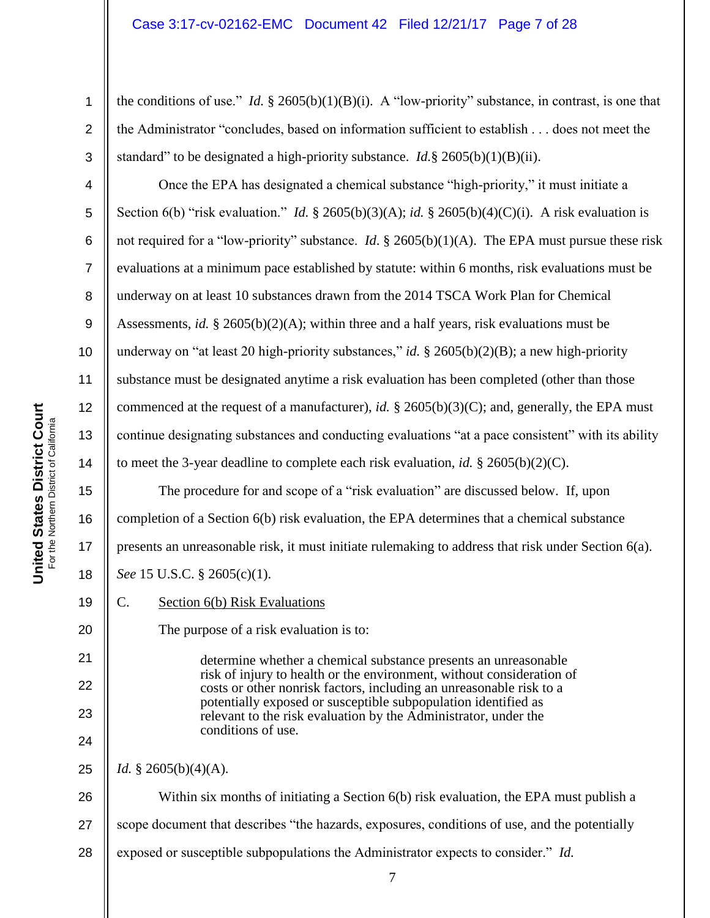the conditions of use." *Id.* § 2605(b)(1)(B)(i). A "low-priority" substance, in contrast, is one that the Administrator "concludes, based on information sufficient to establish . . . does not meet the standard" to be designated a high-priority substance. *Id.*§ 2605(b)(1)(B)(ii).

Once the EPA has designated a chemical substance "high-priority," it must initiate a Section 6(b) "risk evaluation." *Id.* § 2605(b)(3)(A); *id.* § 2605(b)(4)(C)(i). A risk evaluation is not required for a "low-priority" substance. *Id.* § 2605(b)(1)(A). The EPA must pursue these risk evaluations at a minimum pace established by statute: within 6 months, risk evaluations must be underway on at least 10 substances drawn from the 2014 TSCA Work Plan for Chemical Assessments, *id.* § 2605(b)(2)(A); within three and a half years, risk evaluations must be underway on "at least 20 high-priority substances," *id.* § 2605(b)(2)(B); a new high-priority substance must be designated anytime a risk evaluation has been completed (other than those commenced at the request of a manufacturer), *id.* § 2605(b)(3)(C); and, generally, the EPA must continue designating substances and conducting evaluations "at a pace consistent" with its ability to meet the 3-year deadline to complete each risk evaluation, *id.* § 2605(b)(2)(C).

The procedure for and scope of a "risk evaluation" are discussed below. If, upon completion of a Section 6(b) risk evaluation, the EPA determines that a chemical substance presents an unreasonable risk, it must initiate rulemaking to address that risk under Section 6(a). *See* 15 U.S.C. § 2605(c)(1).

C. Section 6(b) Risk Evaluations

The purpose of a risk evaluation is to:

> determine whether a chemical substance presents an unreasonable risk of injury to health or the environment, without consideration of costs or other nonrisk factors, including an unreasonable risk to a potentially exposed or susceptible subpopulation identified as relevant to the risk evaluation by the Administrator, under the conditions of use.

*Id.* § 2605(b)(4)(A).

Within six months of initiating a Section 6(b) risk evaluation, the EPA must publish a scope document that describes "the hazards, exposures, conditions of use, and the potentially exposed or susceptible subpopulations the Administrator expects to consider." *Id.*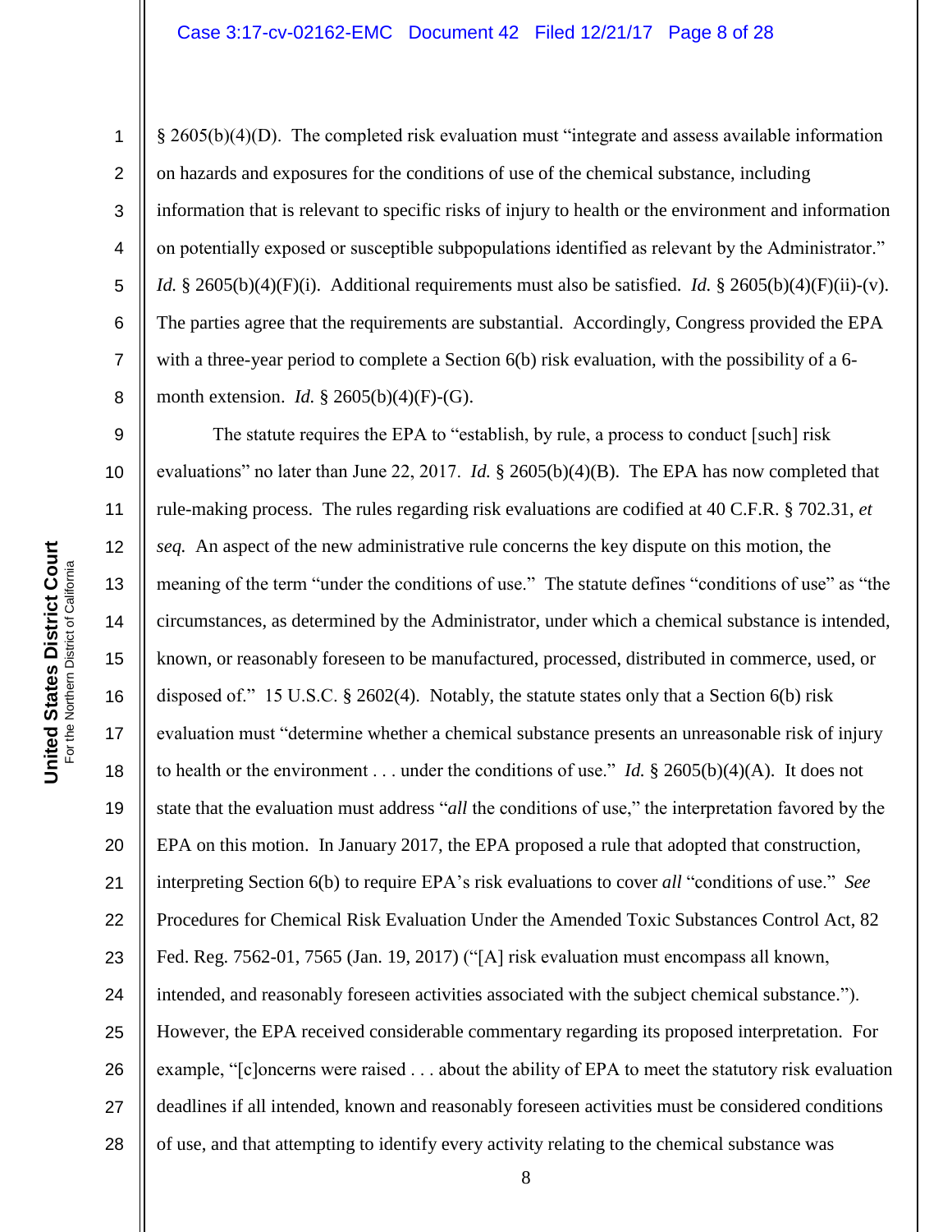§ 2605(b)(4)(D). The completed risk evaluation must "integrate and assess available information on hazards and exposures for the conditions of use of the chemical substance, including information that is relevant to specific risks of injury to health or the environment and information on potentially exposed or susceptible subpopulations identified as relevant by the Administrator." *Id.* § 2605(b)(4)(F)(i). Additional requirements must also be satisfied. *Id.* § 2605(b)(4)(F)(ii)-(v). The parties agree that the requirements are substantial. Accordingly, Congress provided the EPA with a three-year period to complete a Section 6(b) risk evaluation, with the possibility of a 6-month extension. *Id.* § 2605(b)(4)(F)-(G).

The statute requires the EPA to "establish, by rule, a process to conduct [such] risk evaluations" no later than June 22, 2017. *Id.* § 2605(b)(4)(B). The EPA has now completed that rule-making process. The rules regarding risk evaluations are codified at 40 C.F.R. § 702.31, *et seq.* An aspect of the new administrative rule concerns the key dispute on this motion, the meaning of the term "under the conditions of use." The statute defines "conditions of use" as "the circumstances, as determined by the Administrator, under which a chemical substance is intended, known, or reasonably foreseen to be manufactured, processed, distributed in commerce, used, or disposed of." 15 U.S.C. § 2602(4). Notably, the statute states only that a Section 6(b) risk evaluation must "determine whether a chemical substance presents an unreasonable risk of injury to health or the environment . . . under the conditions of use." *Id.* § 2605(b)(4)(A). It does not state that the evaluation must address "*all* the conditions of use," the interpretation favored by the EPA on this motion. In January 2017, the EPA proposed a rule that adopted that construction, interpreting Section 6(b) to require EPA's risk evaluations to cover *all* "conditions of use." *See* Procedures for Chemical Risk Evaluation Under the Amended Toxic Substances Control Act, 82 Fed. Reg. 7562-01, 7565 (Jan. 19, 2017) ("[A] risk evaluation must encompass all known, intended, and reasonably foreseen activities associated with the subject chemical substance."). However, the EPA received considerable commentary regarding its proposed interpretation. For example, "[c]oncerns were raised . . . about the ability of EPA to meet the statutory risk evaluation deadlines if all intended, known and reasonably foreseen activities must be considered conditions of use, and that attempting to identify every activity relating to the chemical substance was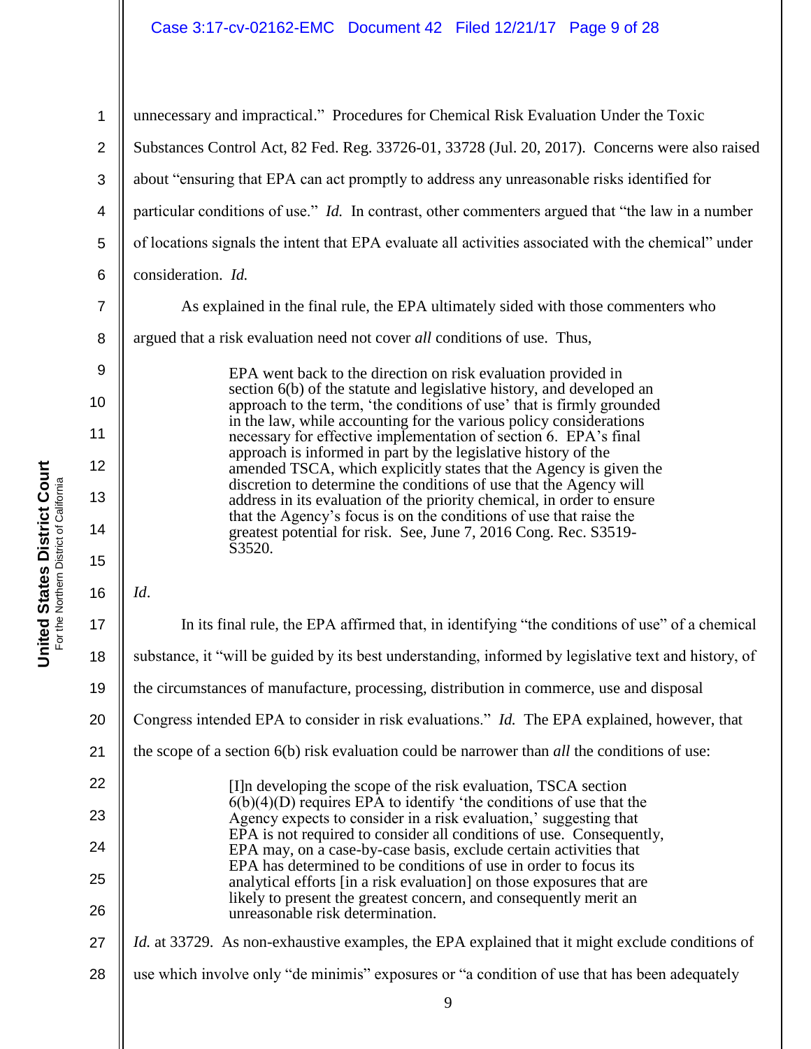unnecessary and impractical." Procedures for Chemical Risk Evaluation Under the Toxic Substances Control Act, 82 Fed. Reg. 33726-01, 33728 (Jul. 20, 2017). Concerns were also raised about "ensuring that EPA can act promptly to address any unreasonable risks identified for particular conditions of use." *Id.* In contrast, other commenters argued that "the law in a number of locations signals the intent that EPA evaluate all activities associated with the chemical" under consideration. *Id.*

As explained in the final rule, the EPA ultimately sided with those commenters who argued that a risk evaluation need not cover *all* conditions of use. Thus,

> EPA went back to the direction on risk evaluation provided in section 6(b) of the statute and legislative history, and developed an approach to the term, 'the conditions of use' that is firmly grounded in the law, while accounting for the various policy considerations necessary for effective implementation of section 6. EPA's final approach is informed in part by the legislative history of the amended TSCA, which explicitly states that the Agency is given the discretion to determine the conditions of use that the Agency will address in its evaluation of the priority chemical, in order to ensure that the Agency's focus is on the conditions of use that raise the greatest potential for risk. See, June 7, 2016 Cong. Rec. S3519-S3520.

*Id*.

In its final rule, the EPA affirmed that, in identifying "the conditions of use" of a chemical substance, it "will be guided by its best understanding, informed by legislative text and history, of the circumstances of manufacture, processing, distribution in commerce, use and disposal Congress intended EPA to consider in risk evaluations." *Id.* The EPA explained, however, that the scope of a section 6(b) risk evaluation could be narrower than *all* the conditions of use:

> [I]n developing the scope of the risk evaluation, TSCA section 6(b)(4)(D) requires EPA to identify 'the conditions of use that the Agency expects to consider in a risk evaluation,' suggesting that EPA is not required to consider all conditions of use. Consequently, EPA may, on a case-by-case basis, exclude certain activities that EPA has determined to be conditions of use in order to focus its analytical efforts [in a risk evaluation] on those exposures that are likely to present the greatest concern, and consequently merit an unreasonable risk determination.

*Id.* at 33729. As non-exhaustive examples, the EPA explained that it might exclude conditions of use which involve only "de minimis" exposures or "a condition of use that has been adequately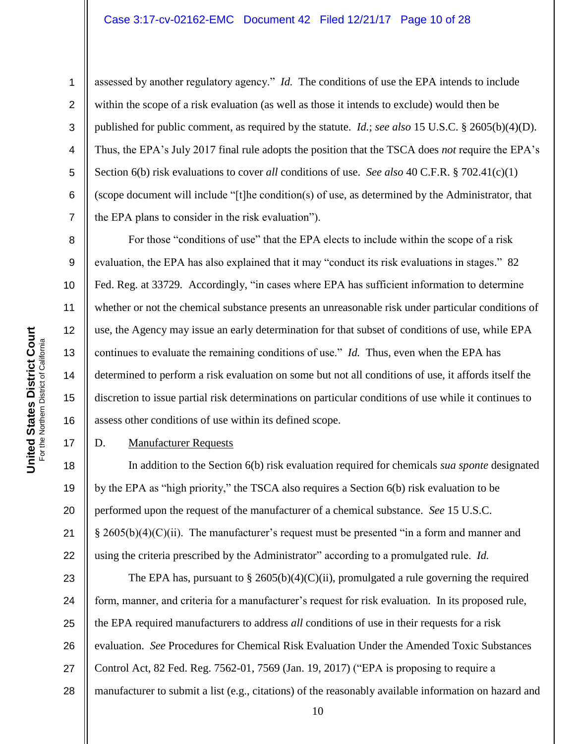assessed by another regulatory agency." *Id.* The conditions of use the EPA intends to include within the scope of a risk evaluation (as well as those it intends to exclude) would then be published for public comment, as required by the statute. *Id.*; *see also* 15 U.S.C. § 2605(b)(4)(D). Thus, the EPA's July 2017 final rule adopts the position that the TSCA does *not* require the EPA's Section 6(b) risk evaluations to cover *all* conditions of use. *See also* 40 C.F.R. § 702.41(c)(1) (scope document will include "[t]he condition(s) of use, as determined by the Administrator, that the EPA plans to consider in the risk evaluation").

For those "conditions of use" that the EPA elects to include within the scope of a risk evaluation, the EPA has also explained that it may "conduct its risk evaluations in stages." 82 Fed. Reg. at 33729. Accordingly, "in cases where EPA has sufficient information to determine whether or not the chemical substance presents an unreasonable risk under particular conditions of use, the Agency may issue an early determination for that subset of conditions of use, while EPA continues to evaluate the remaining conditions of use." *Id.* Thus, even when the EPA has determined to perform a risk evaluation on some but not all conditions of use, it affords itself the discretion to issue partial risk determinations on particular conditions of use while it continues to assess other conditions of use within its defined scope.

D. <u>Manufacturer Requests</u>

In addition to the Section 6(b) risk evaluation required for chemicals *sua sponte* designated by the EPA as "high priority," the TSCA also requires a Section 6(b) risk evaluation to be performed upon the request of the manufacturer of a chemical substance. *See* 15 U.S.C. § 2605(b)(4)(C)(ii). The manufacturer's request must be presented "in a form and manner and using the criteria prescribed by the Administrator" according to a promulgated rule. *Id.*

The EPA has, pursuant to § 2605(b)(4)(C)(ii), promulgated a rule governing the required form, manner, and criteria for a manufacturer's request for risk evaluation. In its proposed rule, the EPA required manufacturers to address *all* conditions of use in their requests for a risk evaluation. *See* Procedures for Chemical Risk Evaluation Under the Amended Toxic Substances Control Act, 82 Fed. Reg. 7562-01, 7569 (Jan. 19, 2017) ("EPA is proposing to require a manufacturer to submit a list (e.g., citations) of the reasonably available information on hazard and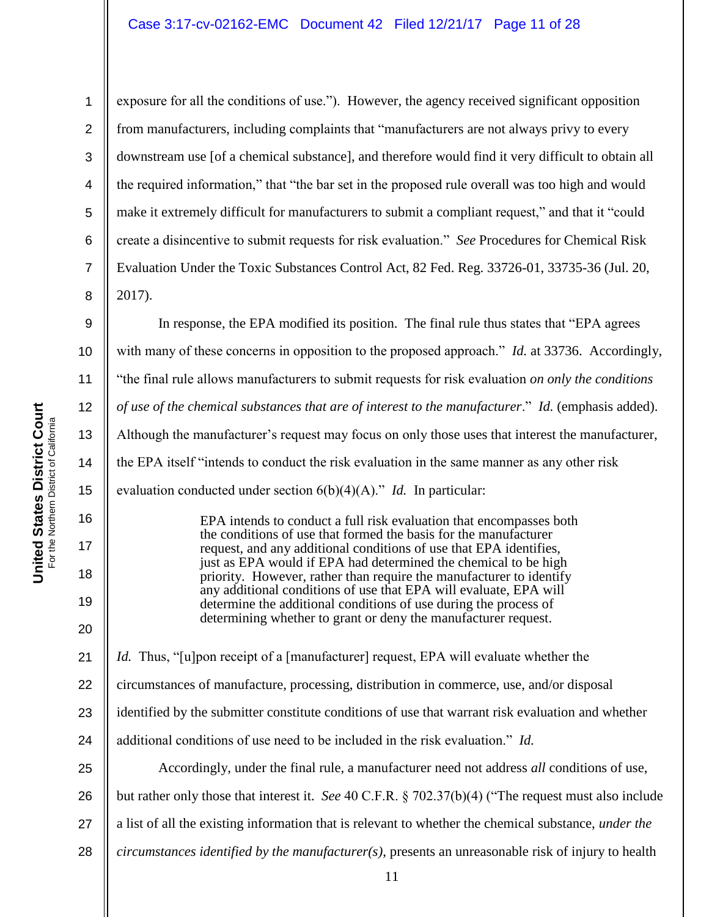exposure for all the conditions of use."). However, the agency received significant opposition from manufacturers, including complaints that "manufacturers are not always privy to every downstream use [of a chemical substance], and therefore would find it very difficult to obtain all the required information," that "the bar set in the proposed rule overall was too high and would make it extremely difficult for manufacturers to submit a compliant request," and that it "could create a disincentive to submit requests for risk evaluation." *See* Procedures for Chemical Risk Evaluation Under the Toxic Substances Control Act, 82 Fed. Reg. 33726-01, 33735-36 (Jul. 20, 2017).

In response, the EPA modified its position. The final rule thus states that "EPA agrees with many of these concerns in opposition to the proposed approach." *Id.* at 33736. Accordingly, "the final rule allows manufacturers to submit requests for risk evaluation *on only the conditions of use of the chemical substances that are of interest to the manufacturer*." *Id.* (emphasis added). Although the manufacturer's request may focus on only those uses that interest the manufacturer, the EPA itself "intends to conduct the risk evaluation in the same manner as any other risk evaluation conducted under section 6(b)(4)(A)." *Id.* In particular:

> EPA intends to conduct a full risk evaluation that encompasses both the conditions of use that formed the basis for the manufacturer request, and any additional conditions of use that EPA identifies, just as EPA would if EPA had determined the chemical to be high priority. However, rather than require the manufacturer to identify any additional conditions of use that EPA will evaluate, EPA will determine the additional conditions of use during the process of determining whether to grant or deny the manufacturer request.

*Id.* Thus, "[u]pon receipt of a [manufacturer] request, EPA will evaluate whether the circumstances of manufacture, processing, distribution in commerce, use, and/or disposal identified by the submitter constitute conditions of use that warrant risk evaluation and whether additional conditions of use need to be included in the risk evaluation." *Id.*

Accordingly, under the final rule, a manufacturer need not address *all* conditions of use, but rather only those that interest it. *See* 40 C.F.R. § 702.37(b)(4) ("The request must also include a list of all the existing information that is relevant to whether the chemical substance, *under the circumstances identified by the manufacturer(s)*, presents an unreasonable risk of injury to health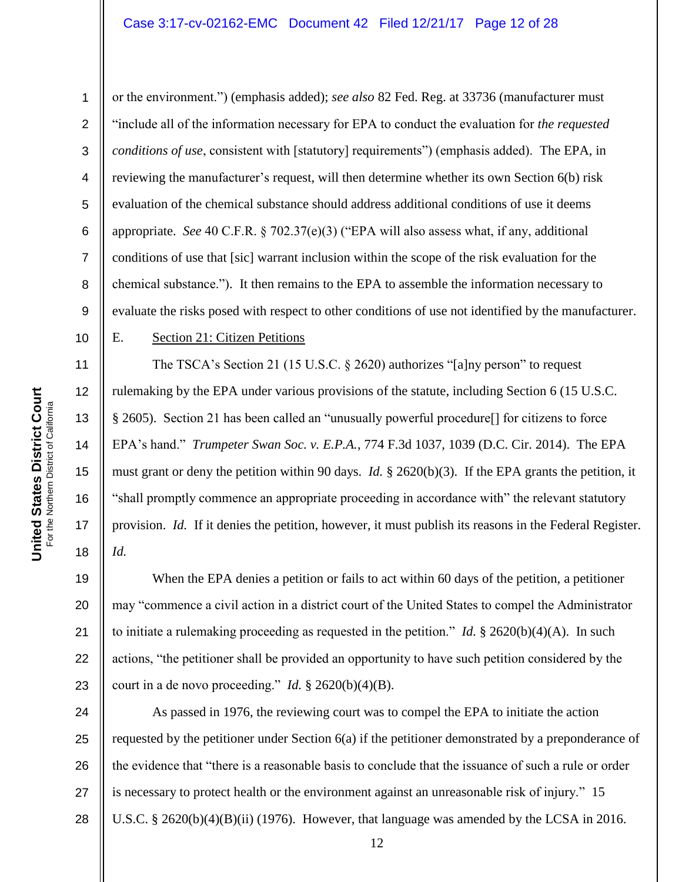or the environment.") (emphasis added); *see also* 82 Fed. Reg. at 33736 (manufacturer must "include all of the information necessary for EPA to conduct the evaluation for *the requested conditions of use*, consistent with [statutory] requirements") (emphasis added). The EPA, in reviewing the manufacturer's request, will then determine whether its own Section 6(b) risk evaluation of the chemical substance should address additional conditions of use it deems appropriate. *See* 40 C.F.R. § 702.37(e)(3) ("EPA will also assess what, if any, additional conditions of use that [sic] warrant inclusion within the scope of the risk evaluation for the chemical substance."). It then remains to the EPA to assemble the information necessary to evaluate the risks posed with respect to other conditions of use not identified by the manufacturer.

E. Section 21: Citizen Petitions

The TSCA's Section 21 (15 U.S.C. § 2620) authorizes "[a]ny person" to request rulemaking by the EPA under various provisions of the statute, including Section 6 (15 U.S.C. § 2605). Section 21 has been called an "unusually powerful procedure[] for citizens to force EPA's hand." *Trumpeter Swan Soc. v. E.P.A.*, 774 F.3d 1037, 1039 (D.C. Cir. 2014). The EPA must grant or deny the petition within 90 days. *Id.* § 2620(b)(3). If the EPA grants the petition, it "shall promptly commence an appropriate proceeding in accordance with" the relevant statutory provision. *Id.* If it denies the petition, however, it must publish its reasons in the Federal Register. *Id.*

When the EPA denies a petition or fails to act within 60 days of the petition, a petitioner may "commence a civil action in a district court of the United States to compel the Administrator to initiate a rulemaking proceeding as requested in the petition." *Id.* § 2620(b)(4)(A). In such actions, "the petitioner shall be provided an opportunity to have such petition considered by the court in a de novo proceeding." *Id.* § 2620(b)(4)(B).

As passed in 1976, the reviewing court was to compel the EPA to initiate the action requested by the petitioner under Section 6(a) if the petitioner demonstrated by a preponderance of the evidence that "there is a reasonable basis to conclude that the issuance of such a rule or order is necessary to protect health or the environment against an unreasonable risk of injury." 15 U.S.C. § 2620(b)(4)(B)(ii) (1976). However, that language was amended by the LCSA in 2016.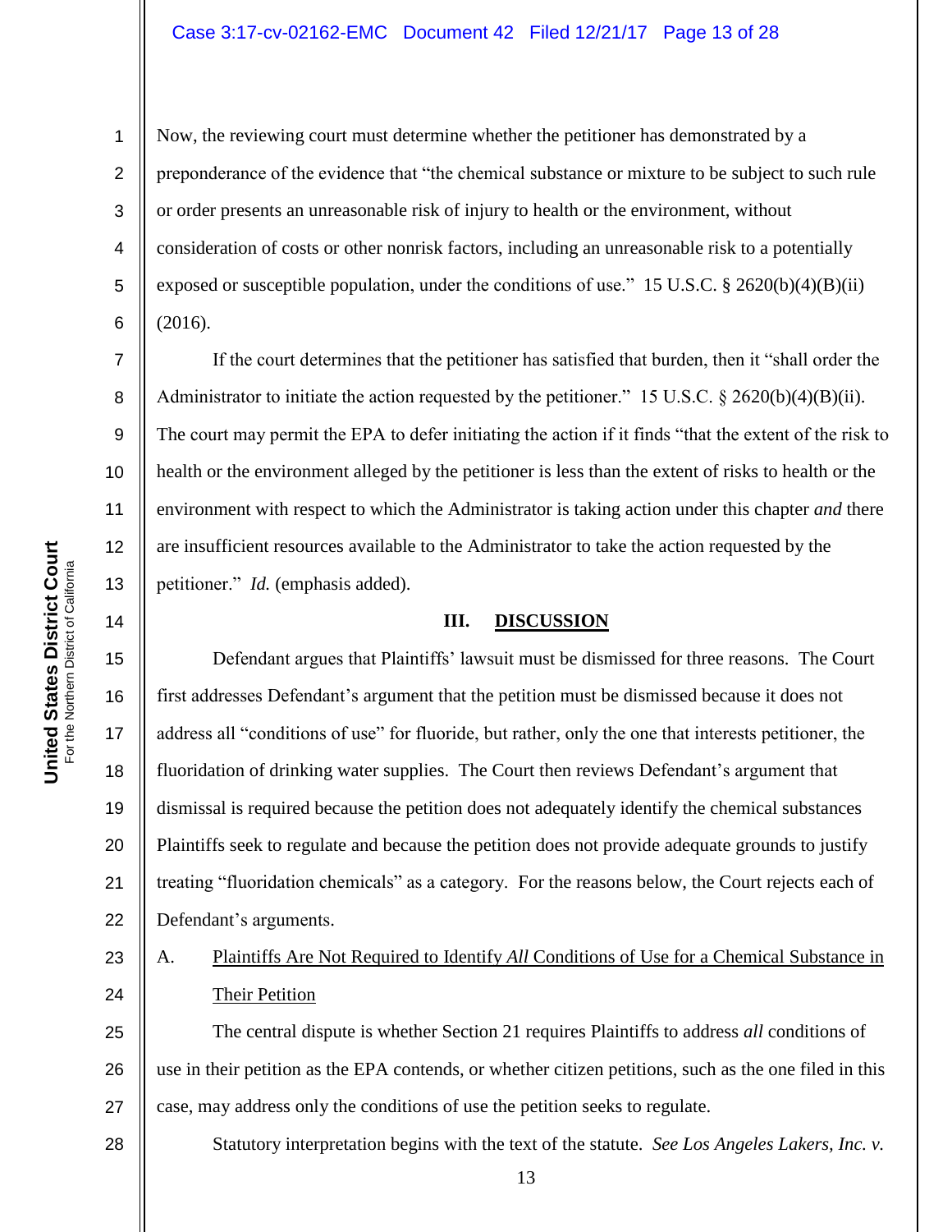Now, the reviewing court must determine whether the petitioner has demonstrated by a preponderance of the evidence that "the chemical substance or mixture to be subject to such rule or order presents an unreasonable risk of injury to health or the environment, without consideration of costs or other nonrisk factors, including an unreasonable risk to a potentially exposed or susceptible population, under the conditions of use." 15 U.S.C. § 2620(b)(4)(B)(ii) (2016).

If the court determines that the petitioner has satisfied that burden, then it "shall order the Administrator to initiate the action requested by the petitioner." 15 U.S.C. § 2620(b)(4)(B)(ii). The court may permit the EPA to defer initiating the action if it finds "that the extent of the risk to health or the environment alleged by the petitioner is less than the extent of risks to health or the environment with respect to which the Administrator is taking action under this chapter *and* there are insufficient resources available to the Administrator to take the action requested by the petitioner." *Id.* (emphasis added).

## III. DISCUSSION

Defendant argues that Plaintiffs' lawsuit must be dismissed for three reasons. The Court first addresses Defendant's argument that the petition must be dismissed because it does not address all "conditions of use" for fluoride, but rather, only the one that interests petitioner, the fluoridation of drinking water supplies. The Court then reviews Defendant's argument that dismissal is required because the petition does not adequately identify the chemical substances Plaintiffs seek to regulate and because the petition does not provide adequate grounds to justify treating "fluoridation chemicals" as a category. For the reasons below, the Court rejects each of Defendant's arguments.

### A. Plaintiffs Are Not Required to Identify *All* Conditions of Use for a Chemical Substance in Their Petition

The central dispute is whether Section 21 requires Plaintiffs to address *all* conditions of use in their petition as the EPA contends, or whether citizen petitions, such as the one filed in this case, may address only the conditions of use the petition seeks to regulate.

Statutory interpretation begins with the text of the statute. *See Los Angeles Lakers, Inc. v.*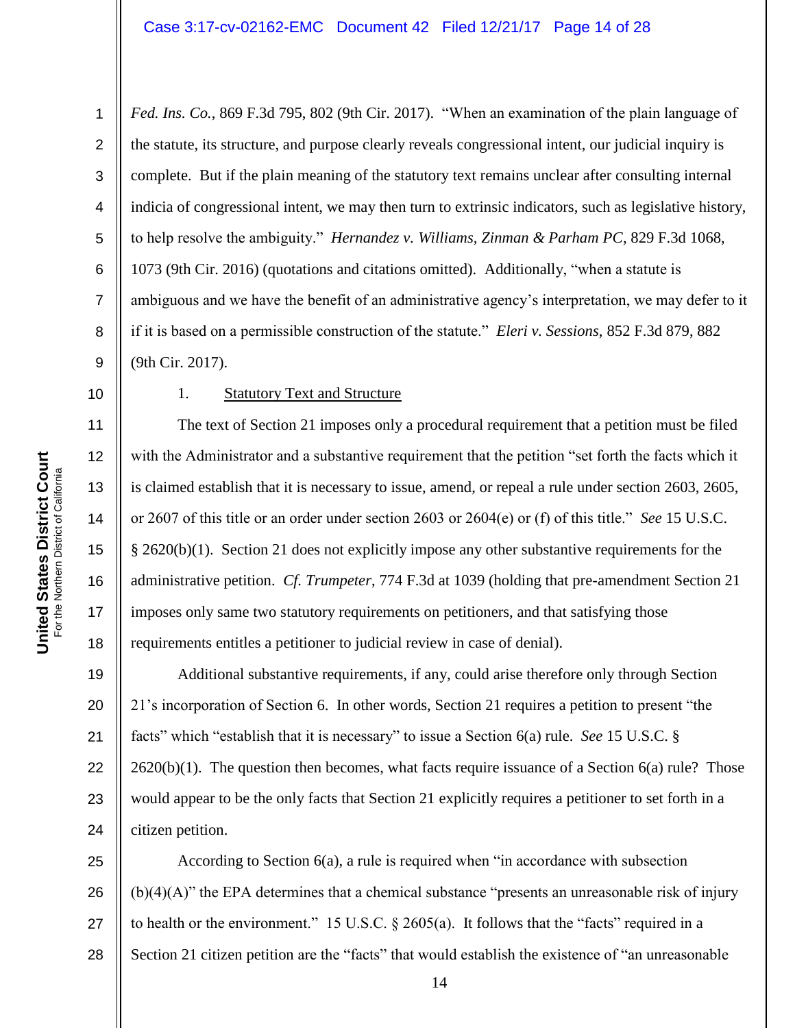*Fed. Ins. Co.*, 869 F.3d 795, 802 (9th Cir. 2017). "When an examination of the plain language of the statute, its structure, and purpose clearly reveals congressional intent, our judicial inquiry is complete. But if the plain meaning of the statutory text remains unclear after consulting internal indicia of congressional intent, we may then turn to extrinsic indicators, such as legislative history, to help resolve the ambiguity." *Hernandez v. Williams, Zinman & Parham PC*, 829 F.3d 1068, 1073 (9th Cir. 2016) (quotations and citations omitted). Additionally, "when a statute is ambiguous and we have the benefit of an administrative agency's interpretation, we may defer to it if it is based on a permissible construction of the statute." *Eleri v. Sessions*, 852 F.3d 879, 882 (9th Cir. 2017).

1. Statutory Text and Structure

The text of Section 21 imposes only a procedural requirement that a petition must be filed with the Administrator and a substantive requirement that the petition "set forth the facts which it is claimed establish that it is necessary to issue, amend, or repeal a rule under section 2603, 2605, or 2607 of this title or an order under section 2603 or 2604(e) or (f) of this title." *See* 15 U.S.C. § 2620(b)(1). Section 21 does not explicitly impose any other substantive requirements for the administrative petition. *Cf. Trumpeter*, 774 F.3d at 1039 (holding that pre-amendment Section 21 imposes only same two statutory requirements on petitioners, and that satisfying those requirements entitles a petitioner to judicial review in case of denial).

Additional substantive requirements, if any, could arise therefore only through Section 21's incorporation of Section 6. In other words, Section 21 requires a petition to present "the facts" which "establish that it is necessary" to issue a Section 6(a) rule. *See* 15 U.S.C. § 2620(b)(1). The question then becomes, what facts require issuance of a Section 6(a) rule? Those would appear to be the only facts that Section 21 explicitly requires a petitioner to set forth in a citizen petition.

According to Section 6(a), a rule is required when "in accordance with subsection (b)(4)(A)" the EPA determines that a chemical substance "presents an unreasonable risk of injury to health or the environment." 15 U.S.C. § 2605(a). It follows that the "facts" required in a Section 21 citizen petition are the "facts" that would establish the existence of "an unreasonable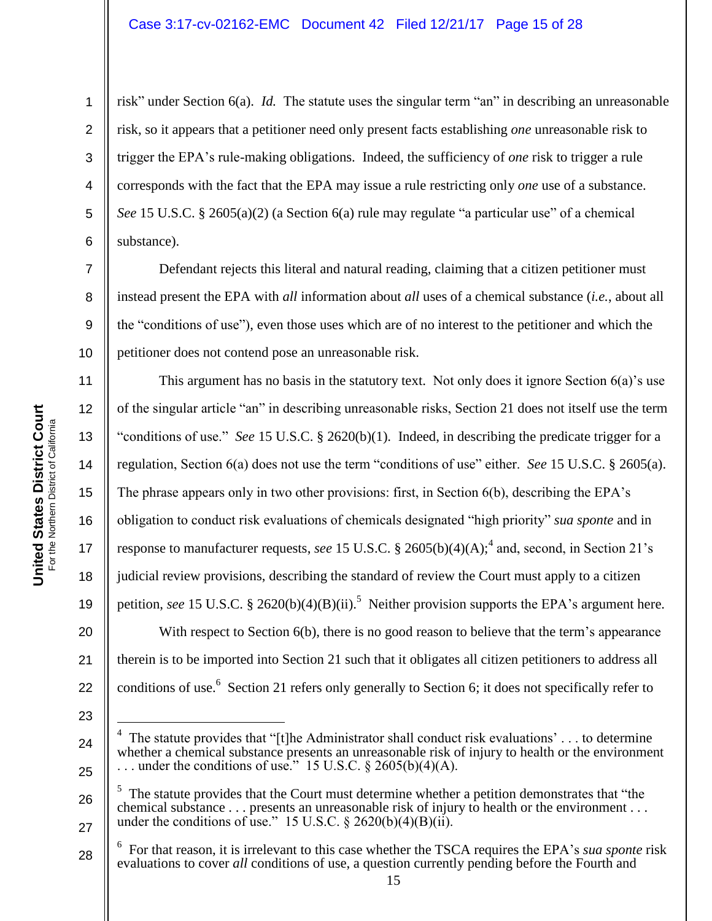risk" under Section 6(a). *Id.* The statute uses the singular term "an" in describing an unreasonable risk, so it appears that a petitioner need only present facts establishing *one* unreasonable risk to trigger the EPA's rule-making obligations. Indeed, the sufficiency of *one* risk to trigger a rule corresponds with the fact that the EPA may issue a rule restricting only *one* use of a substance. *See* 15 U.S.C. § 2605(a)(2) (a Section 6(a) rule may regulate "a particular use" of a chemical substance).

Defendant rejects this literal and natural reading, claiming that a citizen petitioner must instead present the EPA with *all* information about *all* uses of a chemical substance (*i.e.*, about all the "conditions of use"), even those uses which are of no interest to the petitioner and which the petitioner does not contend pose an unreasonable risk.

This argument has no basis in the statutory text. Not only does it ignore Section 6(a)'s use of the singular article "an" in describing unreasonable risks, Section 21 does not itself use the term "conditions of use." *See* 15 U.S.C. § 2620(b)(1). Indeed, in describing the predicate trigger for a regulation, Section 6(a) does not use the term "conditions of use" either. *See* 15 U.S.C. § 2605(a). The phrase appears only in two other provisions: first, in Section 6(b), describing the EPA's obligation to conduct risk evaluations of chemicals designated "high priority" *sua sponte* and in response to manufacturer requests, *see* 15 U.S.C. § 2605(b)(4)(A);[4] and, second, in Section 21's judicial review provisions, describing the standard of review the Court must apply to a citizen petition, *see* 15 U.S.C. § 2620(b)(4)(B)(ii).[5] Neither provision supports the EPA's argument here.

With respect to Section 6(b), there is no good reason to believe that the term's appearance therein is to be imported into Section 21 such that it obligates all citizen petitioners to address all conditions of use.[6] Section 21 refers only generally to Section 6; it does not specifically refer to

---

[4] The statute provides that "[t]he Administrator shall conduct risk evaluations' . . . to determine whether a chemical substance presents an unreasonable risk of injury to health or the environment . . . under the conditions of use." 15 U.S.C. § 2605(b)(4)(A).

[5] The statute provides that the Court must determine whether a petition demonstrates that "the chemical substance . . . presents an unreasonable risk of injury to health or the environment . . . under the conditions of use." 15 U.S.C. § 2620(b)(4)(B)(ii).

[6] For that reason, it is irrelevant to this case whether the TSCA requires the EPA's *sua sponte* risk evaluations to cover *all* conditions of use, a question currently pending before the Fourth and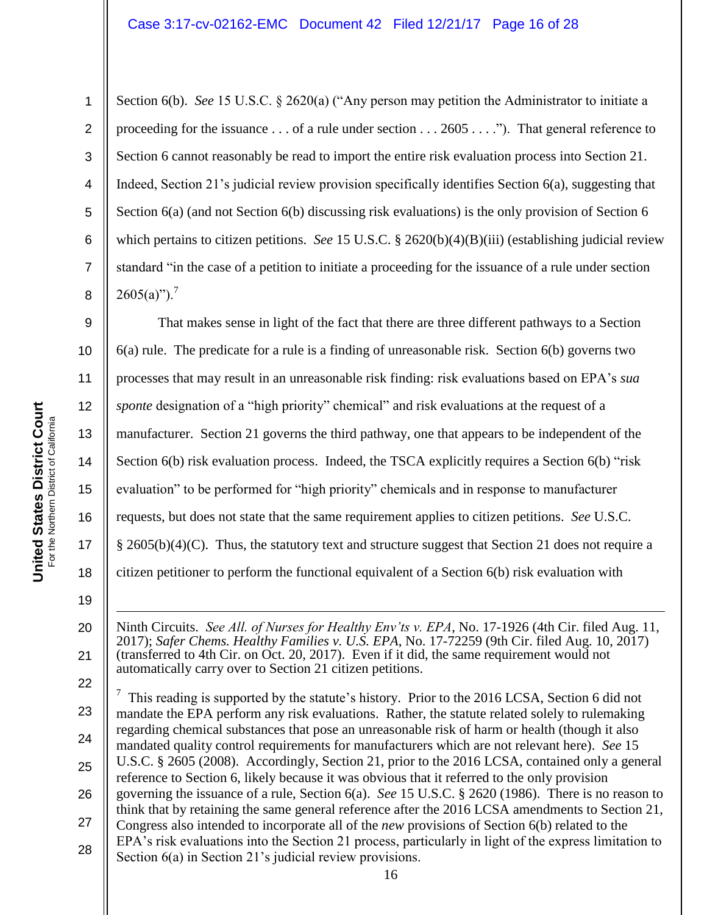Section 6(b). *See* 15 U.S.C. § 2620(a) ("Any person may petition the Administrator to initiate a proceeding for the issuance . . . of a rule under section . . . 2605 . . . ."). That general reference to Section 6 cannot reasonably be read to import the entire risk evaluation process into Section 21. Indeed, Section 21's judicial review provision specifically identifies Section 6(a), suggesting that Section 6(a) (and not Section 6(b) discussing risk evaluations) is the only provision of Section 6 which pertains to citizen petitions. *See* 15 U.S.C. § 2620(b)(4)(B)(iii) (establishing judicial review standard "in the case of a petition to initiate a proceeding for the issuance of a rule under section 2605(a)").[7]

That makes sense in light of the fact that there are three different pathways to a Section 6(a) rule. The predicate for a rule is a finding of unreasonable risk. Section 6(b) governs two processes that may result in an unreasonable risk finding: risk evaluations based on EPA's *sua sponte* designation of a "high priority" chemical" and risk evaluations at the request of a manufacturer. Section 21 governs the third pathway, one that appears to be independent of the Section 6(b) risk evaluation process. Indeed, the TSCA explicitly requires a Section 6(b) "risk evaluation" to be performed for "high priority" chemicals and in response to manufacturer requests, but does not state that the same requirement applies to citizen petitions. *See* U.S.C. § 2605(b)(4)(C). Thus, the statutory text and structure suggest that Section 21 does not require a citizen petitioner to perform the functional equivalent of a Section 6(b) risk evaluation with

---

Ninth Circuits. *See All. of Nurses for Healthy Env'ts v. EPA*, No. 17-1926 (4th Cir. filed Aug. 11, 2017); *Safer Chems. Healthy Families v. U.S. EPA*, No. 17-72259 (9th Cir. filed Aug. 10, 2017) (transferred to 4th Cir. on Oct. 20, 2017). Even if it did, the same requirement would not automatically carry over to Section 21 citizen petitions.

[7] This reading is supported by the statute's history. Prior to the 2016 LCSA, Section 6 did not mandate the EPA perform any risk evaluations. Rather, the statute related solely to rulemaking regarding chemical substances that pose an unreasonable risk of harm or health (though it also mandated quality control requirements for manufacturers which are not relevant here). *See* 15 U.S.C. § 2605 (2008). Accordingly, Section 21, prior to the 2016 LCSA, contained only a general reference to Section 6, likely because it was obvious that it referred to the only provision governing the issuance of a rule, Section 6(a). *See* 15 U.S.C. § 2620 (1986). There is no reason to think that by retaining the same general reference after the 2016 LCSA amendments to Section 21, Congress also intended to incorporate all of the *new* provisions of Section 6(b) related to the EPA's risk evaluations into the Section 21 process, particularly in light of the express limitation to Section 6(a) in Section 21's judicial review provisions.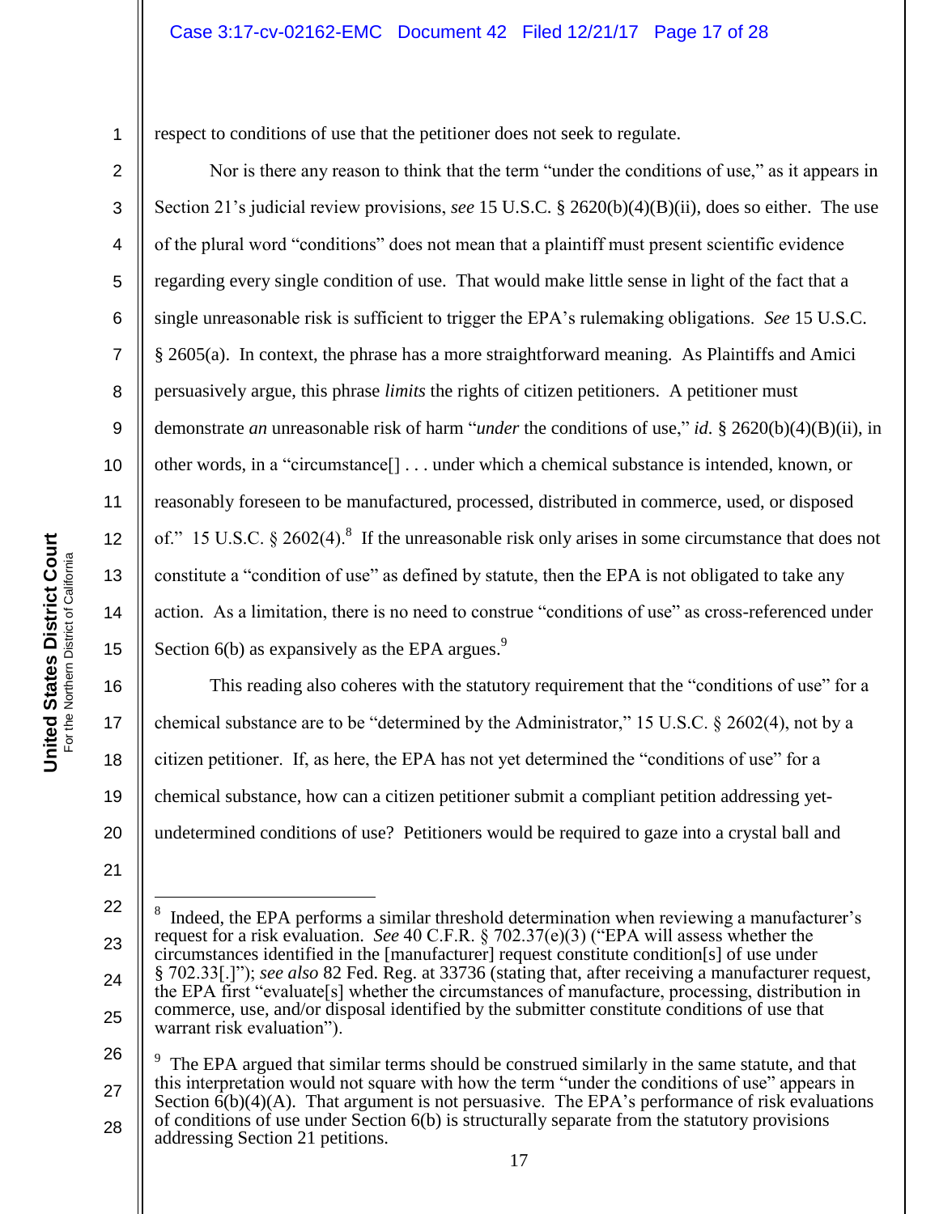respect to conditions of use that the petitioner does not seek to regulate.

Nor is there any reason to think that the term "under the conditions of use," as it appears in Section 21's judicial review provisions, *see* 15 U.S.C. § 2620(b)(4)(B)(ii), does so either. The use of the plural word "conditions" does not mean that a plaintiff must present scientific evidence regarding every single condition of use. That would make little sense in light of the fact that a single unreasonable risk is sufficient to trigger the EPA's rulemaking obligations. *See* 15 U.S.C. § 2605(a). In context, the phrase has a more straightforward meaning. As Plaintiffs and Amici persuasively argue, this phrase *limits* the rights of citizen petitioners. A petitioner must demonstrate *an* unreasonable risk of harm "*under* the conditions of use," *id.* § 2620(b)(4)(B)(ii), in other words, in a "circumstance[] . . . under which a chemical substance is intended, known, or reasonably foreseen to be manufactured, processed, distributed in commerce, used, or disposed of." 15 U.S.C. § 2602(4).[8] If the unreasonable risk only arises in some circumstance that does not constitute a "condition of use" as defined by statute, then the EPA is not obligated to take any action. As a limitation, there is no need to construe "conditions of use" as cross-referenced under Section 6(b) as expansively as the EPA argues.[9]

This reading also coheres with the statutory requirement that the "conditions of use" for a chemical substance are to be "determined by the Administrator," 15 U.S.C. § 2602(4), not by a citizen petitioner. If, as here, the EPA has not yet determined the "conditions of use" for a chemical substance, how can a citizen petitioner submit a compliant petition addressing yet-undetermined conditions of use? Petitioners would be required to gaze into a crystal ball and

---

[8] Indeed, the EPA performs a similar threshold determination when reviewing a manufacturer's request for a risk evaluation. *See* 40 C.F.R. § 702.37(e)(3) ("EPA will assess whether the circumstances identified in the [manufacturer] request constitute condition[s] of use under § 702.33[.]"); *see also* 82 Fed. Reg. at 33736 (stating that, after receiving a manufacturer request, the EPA first "evaluate[s] whether the circumstances of manufacture, processing, distribution in commerce, use, and/or disposal identified by the submitter constitute conditions of use that warrant risk evaluation").

[9] The EPA argued that similar terms should be construed similarly in the same statute, and that this interpretation would not square with how the term "under the conditions of use" appears in Section 6(b)(4)(A). That argument is not persuasive. The EPA's performance of risk evaluations of conditions of use under Section 6(b) is structurally separate from the statutory provisions addressing Section 21 petitions.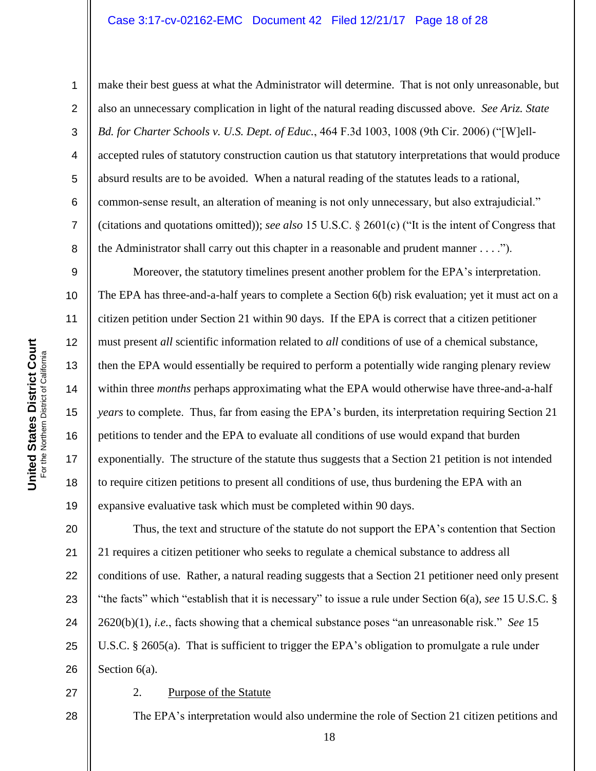make their best guess at what the Administrator will determine. That is not only unreasonable, but also an unnecessary complication in light of the natural reading discussed above. *See Ariz. State Bd. for Charter Schools v. U.S. Dept. of Educ.*, 464 F.3d 1003, 1008 (9th Cir. 2006) ("[W]ell-accepted rules of statutory construction caution us that statutory interpretations that would produce absurd results are to be avoided. When a natural reading of the statutes leads to a rational, common-sense result, an alteration of meaning is not only unnecessary, but also extrajudicial." (citations and quotations omitted)); *see also* 15 U.S.C. § 2601(c) ("It is the intent of Congress that the Administrator shall carry out this chapter in a reasonable and prudent manner . . . .").

Moreover, the statutory timelines present another problem for the EPA's interpretation. The EPA has three-and-a-half years to complete a Section 6(b) risk evaluation; yet it must act on a citizen petition under Section 21 within 90 days. If the EPA is correct that a citizen petitioner must present *all* scientific information related to *all* conditions of use of a chemical substance, then the EPA would essentially be required to perform a potentially wide ranging plenary review within three *months* perhaps approximating what the EPA would otherwise have three-and-a-half *years* to complete. Thus, far from easing the EPA's burden, its interpretation requiring Section 21 petitions to tender and the EPA to evaluate all conditions of use would expand that burden exponentially. The structure of the statute thus suggests that a Section 21 petition is not intended to require citizen petitions to present all conditions of use, thus burdening the EPA with an expansive evaluative task which must be completed within 90 days.

Thus, the text and structure of the statute do not support the EPA's contention that Section 21 requires a citizen petitioner who seeks to regulate a chemical substance to address all conditions of use. Rather, a natural reading suggests that a Section 21 petitioner need only present "the facts" which "establish that it is necessary" to issue a rule under Section 6(a), *see* 15 U.S.C. § 2620(b)(1), *i.e.*, facts showing that a chemical substance poses "an unreasonable risk." *See* 15 U.S.C. § 2605(a). That is sufficient to trigger the EPA's obligation to promulgate a rule under Section 6(a).

2. Purpose of the Statute

The EPA's interpretation would also undermine the role of Section 21 citizen petitions and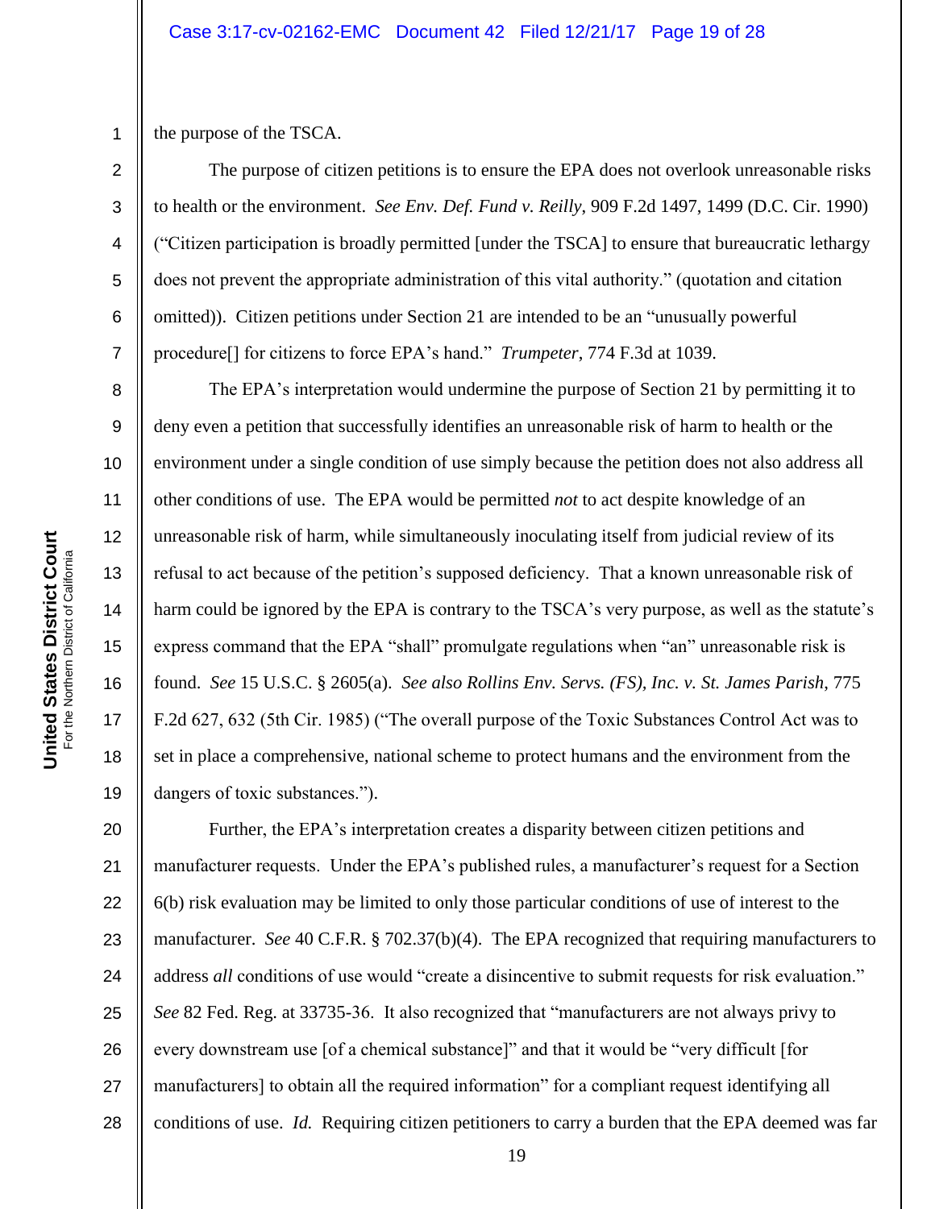the purpose of the TSCA.

The purpose of citizen petitions is to ensure the EPA does not overlook unreasonable risks to health or the environment. *See Env. Def. Fund v. Reilly*, 909 F.2d 1497, 1499 (D.C. Cir. 1990) ("Citizen participation is broadly permitted [under the TSCA] to ensure that bureaucratic lethargy does not prevent the appropriate administration of this vital authority." (quotation and citation omitted)). Citizen petitions under Section 21 are intended to be an "unusually powerful procedure[] for citizens to force EPA's hand." *Trumpeter*, 774 F.3d at 1039.

The EPA's interpretation would undermine the purpose of Section 21 by permitting it to deny even a petition that successfully identifies an unreasonable risk of harm to health or the environment under a single condition of use simply because the petition does not also address all other conditions of use. The EPA would be permitted *not* to act despite knowledge of an unreasonable risk of harm, while simultaneously inoculating itself from judicial review of its refusal to act because of the petition's supposed deficiency. That a known unreasonable risk of harm could be ignored by the EPA is contrary to the TSCA's very purpose, as well as the statute's express command that the EPA "shall" promulgate regulations when "an" unreasonable risk is found. *See* 15 U.S.C. § 2605(a). *See also Rollins Env. Servs. (FS), Inc. v. St. James Parish*, 775 F.2d 627, 632 (5th Cir. 1985) ("The overall purpose of the Toxic Substances Control Act was to set in place a comprehensive, national scheme to protect humans and the environment from the dangers of toxic substances.").

Further, the EPA's interpretation creates a disparity between citizen petitions and manufacturer requests. Under the EPA's published rules, a manufacturer's request for a Section 6(b) risk evaluation may be limited to only those particular conditions of use of interest to the manufacturer. *See* 40 C.F.R. § 702.37(b)(4). The EPA recognized that requiring manufacturers to address *all* conditions of use would "create a disincentive to submit requests for risk evaluation." *See* 82 Fed. Reg. at 33735-36. It also recognized that "manufacturers are not always privy to every downstream use [of a chemical substance]" and that it would be "very difficult [for manufacturers] to obtain all the required information" for a compliant request identifying all conditions of use. *Id.* Requiring citizen petitioners to carry a burden that the EPA deemed was far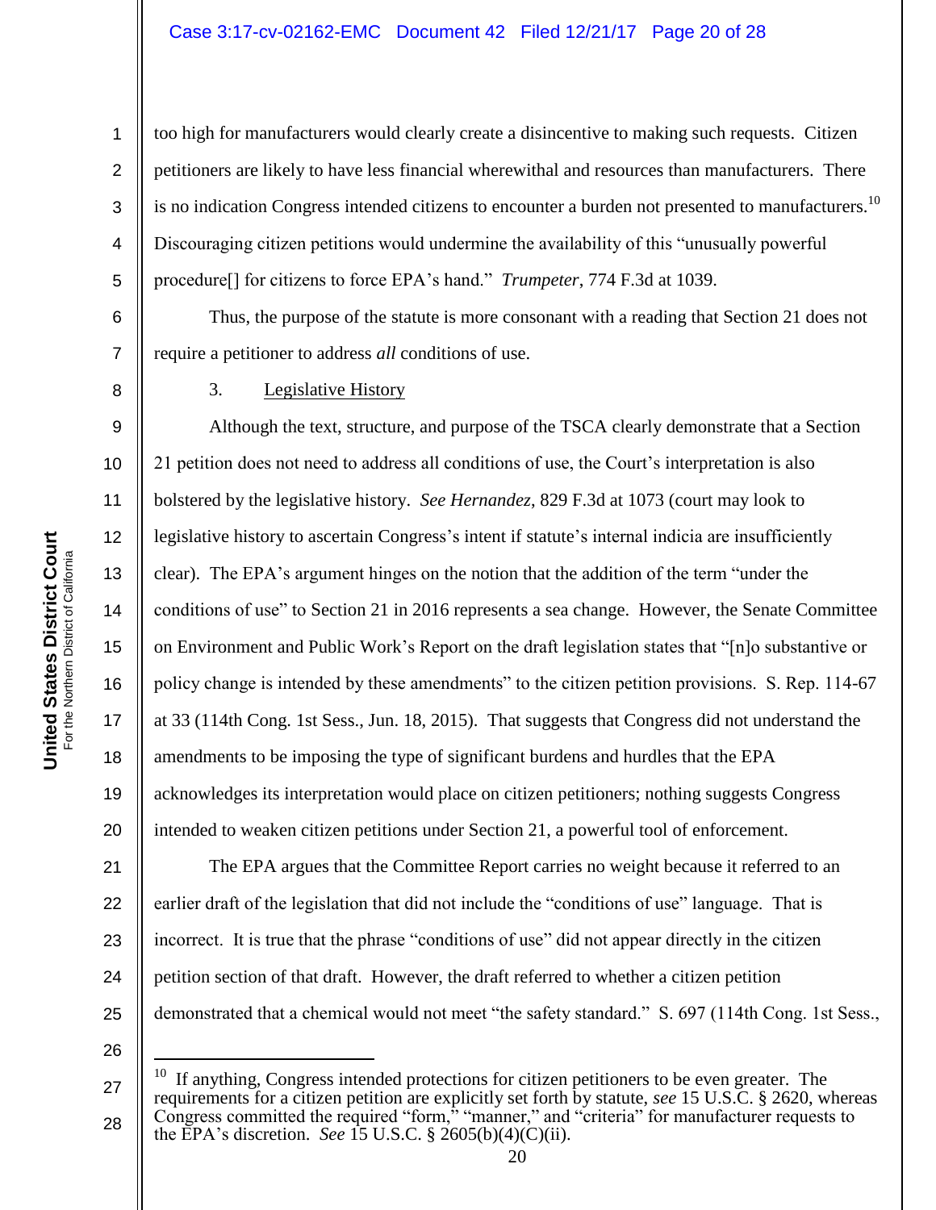too high for manufacturers would clearly create a disincentive to making such requests. Citizen petitioners are likely to have less financial wherewithal and resources than manufacturers. There is no indication Congress intended citizens to encounter a burden not presented to manufacturers.[10] Discouraging citizen petitions would undermine the availability of this "unusually powerful procedure[] for citizens to force EPA's hand." *Trumpeter*, 774 F.3d at 1039.

Thus, the purpose of the statute is more consonant with a reading that Section 21 does not require a petitioner to address *all* conditions of use.

3. Legislative History

Although the text, structure, and purpose of the TSCA clearly demonstrate that a Section 21 petition does not need to address all conditions of use, the Court's interpretation is also bolstered by the legislative history. *See Hernandez*, 829 F.3d at 1073 (court may look to legislative history to ascertain Congress's intent if statute's internal indicia are insufficiently clear). The EPA's argument hinges on the notion that the addition of the term "under the conditions of use" to Section 21 in 2016 represents a sea change. However, the Senate Committee on Environment and Public Work's Report on the draft legislation states that "[n]o substantive or policy change is intended by these amendments" to the citizen petition provisions. S. Rep. 114-67 at 33 (114th Cong. 1st Sess., Jun. 18, 2015). That suggests that Congress did not understand the amendments to be imposing the type of significant burdens and hurdles that the EPA acknowledges its interpretation would place on citizen petitioners; nothing suggests Congress intended to weaken citizen petitions under Section 21, a powerful tool of enforcement.

The EPA argues that the Committee Report carries no weight because it referred to an earlier draft of the legislation that did not include the "conditions of use" language. That is incorrect. It is true that the phrase "conditions of use" did not appear directly in the citizen petition section of that draft. However, the draft referred to whether a citizen petition demonstrated that a chemical would not meet "the safety standard." S. 697 (114th Cong. 1st Sess.,

---

[10] If anything, Congress intended protections for citizen petitioners to be even greater. The requirements for a citizen petition are explicitly set forth by statute, *see* 15 U.S.C. § 2620, whereas Congress committed the required "form," "manner," and "criteria" for manufacturer requests to the EPA's discretion. *See* 15 U.S.C. § 2605(b)(4)(C)(ii).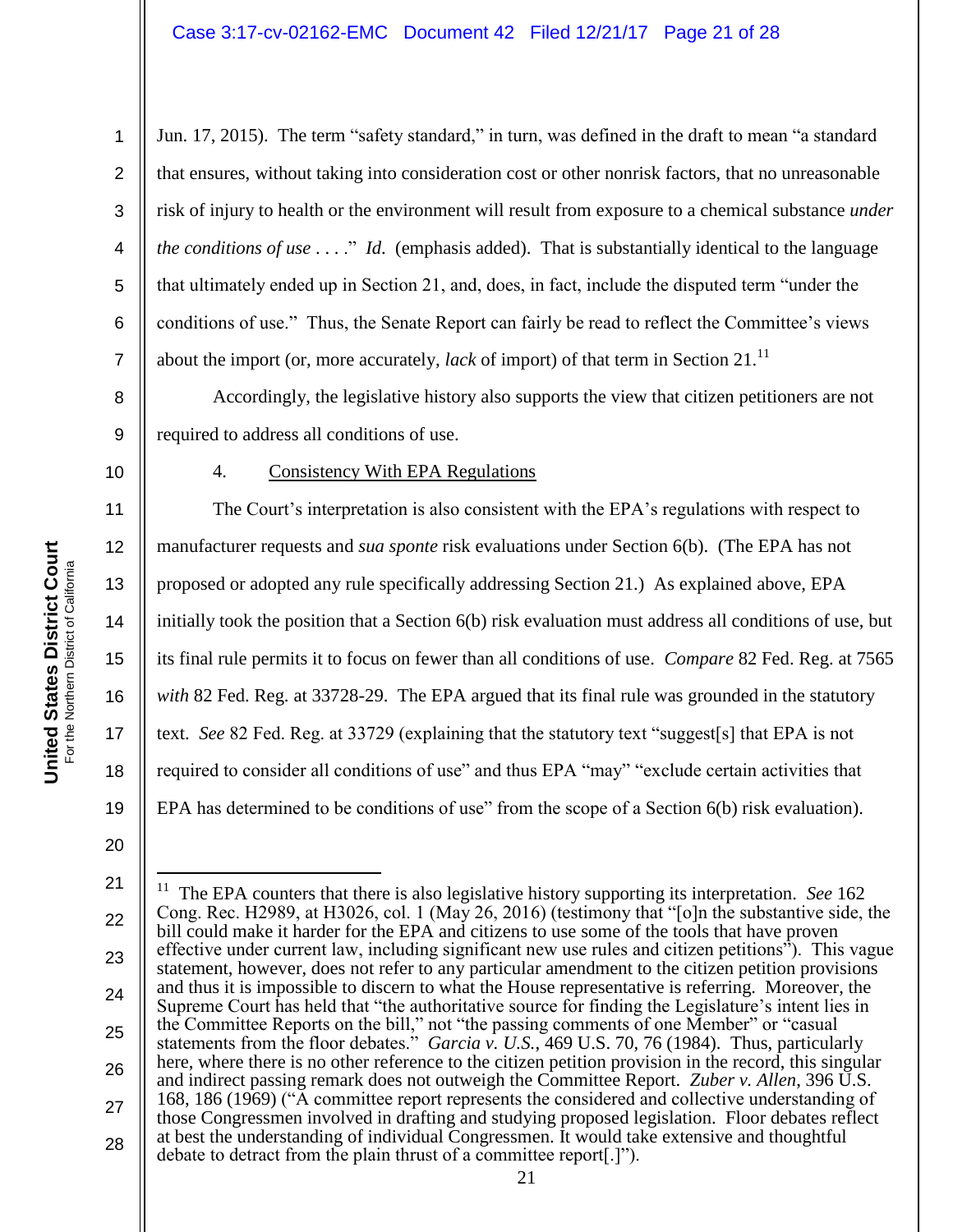Jun. 17, 2015). The term "safety standard," in turn, was defined in the draft to mean "a standard that ensures, without taking into consideration cost or other nonrisk factors, that no unreasonable risk of injury to health or the environment will result from exposure to a chemical substance *under the conditions of use* . . . ." *Id.* (emphasis added). That is substantially identical to the language that ultimately ended up in Section 21, and, does, in fact, include the disputed term "under the conditions of use." Thus, the Senate Report can fairly be read to reflect the Committee's views about the import (or, more accurately, *lack* of import) of that term in Section 21.[11]

Accordingly, the legislative history also supports the view that citizen petitioners are not required to address all conditions of use.

4. Consistency With EPA Regulations

The Court's interpretation is also consistent with the EPA's regulations with respect to manufacturer requests and *sua sponte* risk evaluations under Section 6(b). (The EPA has not proposed or adopted any rule specifically addressing Section 21.) As explained above, EPA initially took the position that a Section 6(b) risk evaluation must address all conditions of use, but its final rule permits it to focus on fewer than all conditions of use. *Compare* 82 Fed. Reg. at 7565 *with* 82 Fed. Reg. at 33728-29. The EPA argued that its final rule was grounded in the statutory text. *See* 82 Fed. Reg. at 33729 (explaining that the statutory text "suggest[s] that EPA is not required to consider all conditions of use" and thus EPA "may" "exclude certain activities that EPA has determined to be conditions of use" from the scope of a Section 6(b) risk evaluation).

---

[11] The EPA counters that there is also legislative history supporting its interpretation. *See* 162 Cong. Rec. H2989, at H3026, col. 1 (May 26, 2016) (testimony that "[o]n the substantive side, the bill could make it harder for the EPA and citizens to use some of the tools that have proven effective under current law, including significant new use rules and citizen petitions"). This vague statement, however, does not refer to any particular amendment to the citizen petition provisions and thus it is impossible to discern to what the House representative is referring. Moreover, the Supreme Court has held that "the authoritative source for finding the Legislature's intent lies in the Committee Reports on the bill," not "the passing comments of one Member" or "casual statements from the floor debates." *Garcia v. U.S.*, 469 U.S. 70, 76 (1984). Thus, particularly here, where there is no other reference to the citizen petition provision in the record, this singular and indirect passing remark does not outweigh the Committee Report. *Zuber v. Allen*, 396 U.S. 168, 186 (1969) ("A committee report represents the considered and collective understanding of those Congressmen involved in drafting and studying proposed legislation. Floor debates reflect at best the understanding of individual Congressmen. It would take extensive and thoughtful debate to detract from the plain thrust of a committee report[.]").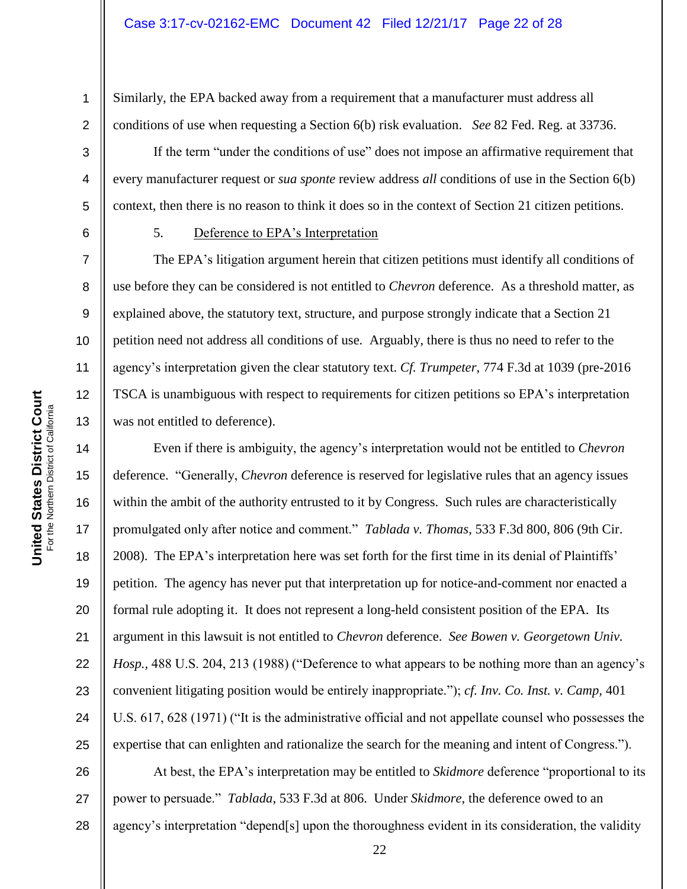Similarly, the EPA backed away from a requirement that a manufacturer must address all conditions of use when requesting a Section 6(b) risk evaluation. *See* 82 Fed. Reg. at 33736.

If the term "under the conditions of use" does not impose an affirmative requirement that every manufacturer request or *sua sponte* review address *all* conditions of use in the Section 6(b) context, then there is no reason to think it does so in the context of Section 21 citizen petitions.

5. Deference to EPA's Interpretation

The EPA's litigation argument herein that citizen petitions must identify all conditions of use before they can be considered is not entitled to *Chevron* deference. As a threshold matter, as explained above, the statutory text, structure, and purpose strongly indicate that a Section 21 petition need not address all conditions of use. Arguably, there is thus no need to refer to the agency's interpretation given the clear statutory text. *Cf. Trumpeter*, 774 F.3d at 1039 (pre-2016 TSCA is unambiguous with respect to requirements for citizen petitions so EPA's interpretation was not entitled to deference).

Even if there is ambiguity, the agency's interpretation would not be entitled to *Chevron* deference. "Generally, *Chevron* deference is reserved for legislative rules that an agency issues within the ambit of the authority entrusted to it by Congress. Such rules are characteristically promulgated only after notice and comment." *Tablada v. Thomas*, 533 F.3d 800, 806 (9th Cir. 2008). The EPA's interpretation here was set forth for the first time in its denial of Plaintiffs' petition. The agency has never put that interpretation up for notice-and-comment nor enacted a formal rule adopting it. It does not represent a long-held consistent position of the EPA. Its argument in this lawsuit is not entitled to *Chevron* deference. *See Bowen v. Georgetown Univ. Hosp.*, 488 U.S. 204, 213 (1988) ("Deference to what appears to be nothing more than an agency's convenient litigating position would be entirely inappropriate."); *cf. Inv. Co. Inst. v. Camp*, 401 U.S. 617, 628 (1971) ("It is the administrative official and not appellate counsel who possesses the expertise that can enlighten and rationalize the search for the meaning and intent of Congress.").

At best, the EPA's interpretation may be entitled to *Skidmore* deference "proportional to its power to persuade." *Tablada*, 533 F.3d at 806. Under *Skidmore*, the deference owed to an agency's interpretation "depend[s] upon the thoroughness evident in its consideration, the validity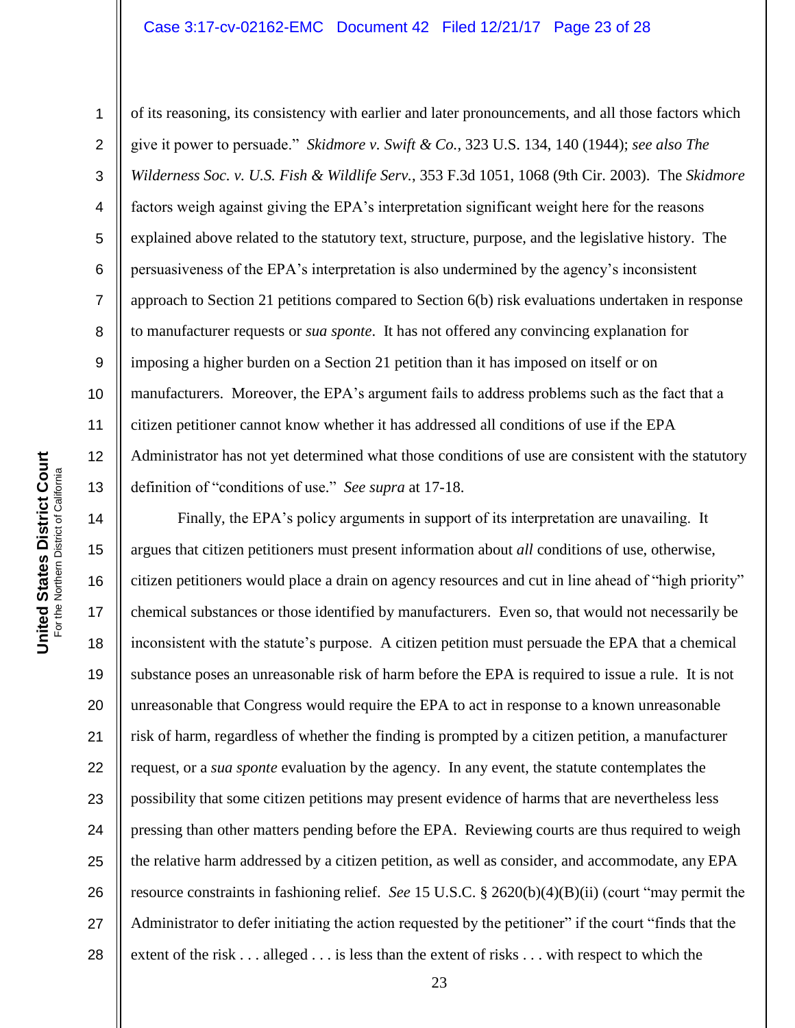of its reasoning, its consistency with earlier and later pronouncements, and all those factors which give it power to persuade." *Skidmore v. Swift & Co.*, 323 U.S. 134, 140 (1944); *see also The Wilderness Soc. v. U.S. Fish & Wildlife Serv.*, 353 F.3d 1051, 1068 (9th Cir. 2003). The *Skidmore* factors weigh against giving the EPA's interpretation significant weight here for the reasons explained above related to the statutory text, structure, purpose, and the legislative history. The persuasiveness of the EPA's interpretation is also undermined by the agency's inconsistent approach to Section 21 petitions compared to Section 6(b) risk evaluations undertaken in response to manufacturer requests or *sua sponte*. It has not offered any convincing explanation for imposing a higher burden on a Section 21 petition than it has imposed on itself or on manufacturers. Moreover, the EPA's argument fails to address problems such as the fact that a citizen petitioner cannot know whether it has addressed all conditions of use if the EPA Administrator has not yet determined what those conditions of use are consistent with the statutory definition of "conditions of use." *See supra* at 17-18.

Finally, the EPA's policy arguments in support of its interpretation are unavailing. It argues that citizen petitioners must present information about *all* conditions of use, otherwise, citizen petitioners would place a drain on agency resources and cut in line ahead of "high priority" chemical substances or those identified by manufacturers. Even so, that would not necessarily be inconsistent with the statute's purpose. A citizen petition must persuade the EPA that a chemical substance poses an unreasonable risk of harm before the EPA is required to issue a rule. It is not unreasonable that Congress would require the EPA to act in response to a known unreasonable risk of harm, regardless of whether the finding is prompted by a citizen petition, a manufacturer request, or a *sua sponte* evaluation by the agency. In any event, the statute contemplates the possibility that some citizen petitions may present evidence of harms that are nevertheless less pressing than other matters pending before the EPA. Reviewing courts are thus required to weigh the relative harm addressed by a citizen petition, as well as consider, and accommodate, any EPA resource constraints in fashioning relief. *See* 15 U.S.C. § 2620(b)(4)(B)(ii) (court "may permit the Administrator to defer initiating the action requested by the petitioner" if the court "finds that the extent of the risk . . . alleged . . . is less than the extent of risks . . . with respect to which the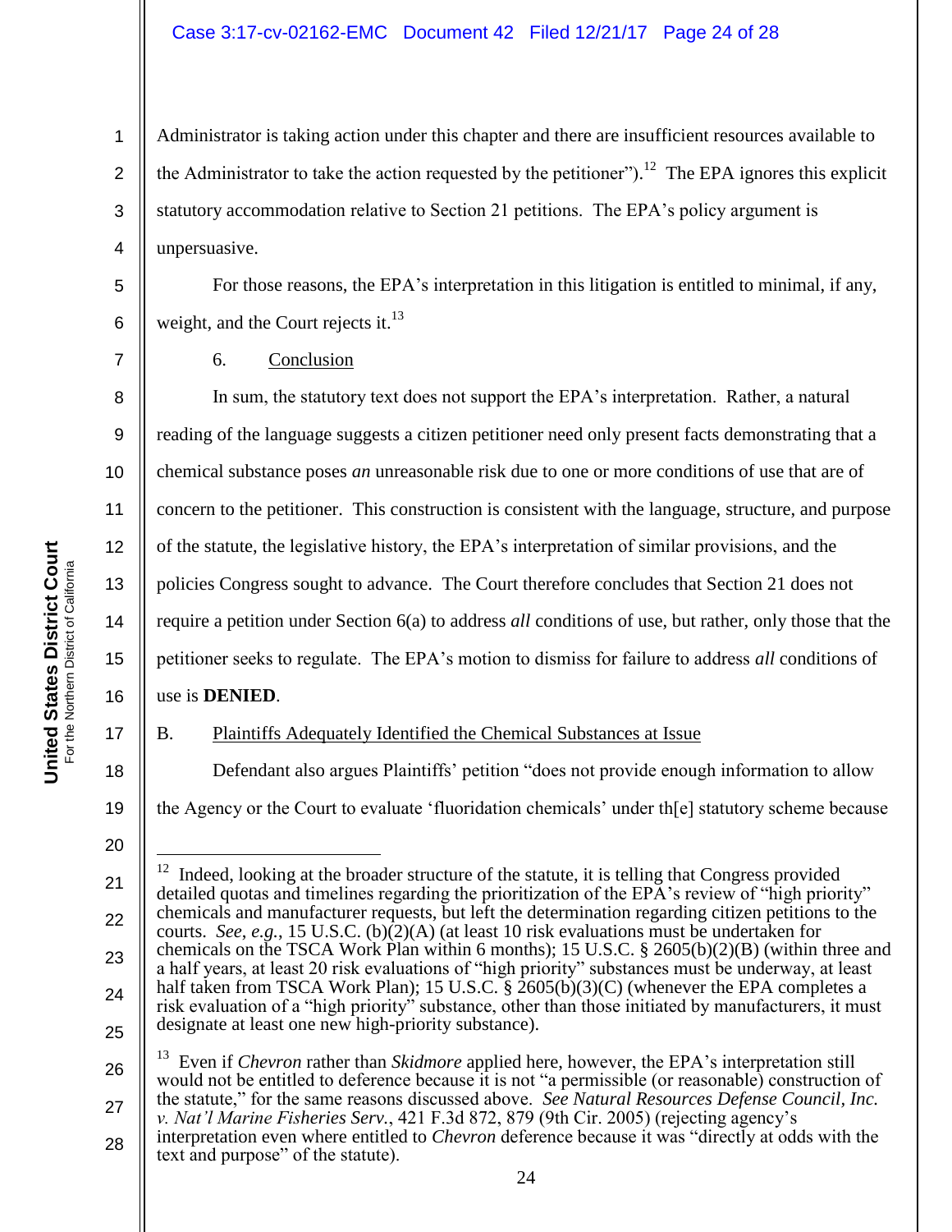Administrator is taking action under this chapter and there are insufficient resources available to the Administrator to take the action requested by the petitioner").[12] The EPA ignores this explicit statutory accommodation relative to Section 21 petitions. The EPA's policy argument is unpersuasive.

For those reasons, the EPA's interpretation in this litigation is entitled to minimal, if any, weight, and the Court rejects it.[13]

6. Conclusion

In sum, the statutory text does not support the EPA's interpretation. Rather, a natural reading of the language suggests a citizen petitioner need only present facts demonstrating that a chemical substance poses *an* unreasonable risk due to one or more conditions of use that are of concern to the petitioner. This construction is consistent with the language, structure, and purpose of the statute, the legislative history, the EPA's interpretation of similar provisions, and the policies Congress sought to advance. The Court therefore concludes that Section 21 does not require a petition under Section 6(a) to address *all* conditions of use, but rather, only those that the petitioner seeks to regulate. The EPA's motion to dismiss for failure to address *all* conditions of use is **DENIED**.

B. Plaintiffs Adequately Identified the Chemical Substances at Issue

Defendant also argues Plaintiffs' petition "does not provide enough information to allow the Agency or the Court to evaluate 'fluoridation chemicals' under th[e] statutory scheme because

---

[12] Indeed, looking at the broader structure of the statute, it is telling that Congress provided detailed quotas and timelines regarding the prioritization of the EPA's review of "high priority" chemicals and manufacturer requests, but left the determination regarding citizen petitions to the courts. *See, e.g.*, 15 U.S.C. (b)(2)(A) (at least 10 risk evaluations must be undertaken for chemicals on the TSCA Work Plan within 6 months); 15 U.S.C. § 2605(b)(2)(B) (within three and a half years, at least 20 risk evaluations of "high priority" substances must be underway, at least half taken from TSCA Work Plan); 15 U.S.C. § 2605(b)(3)(C) (whenever the EPA completes a risk evaluation of a "high priority" substance, other than those initiated by manufacturers, it must designate at least one new high-priority substance).

[13] Even if *Chevron* rather than *Skidmore* applied here, however, the EPA's interpretation still would not be entitled to deference because it is not "a permissible (or reasonable) construction of the statute," for the same reasons discussed above. *See Natural Resources Defense Council, Inc. v. Nat'l Marine Fisheries Serv.*, 421 F.3d 872, 879 (9th Cir. 2005) (rejecting agency's interpretation even where entitled to *Chevron* deference because it was "directly at odds with the text and purpose" of the statute).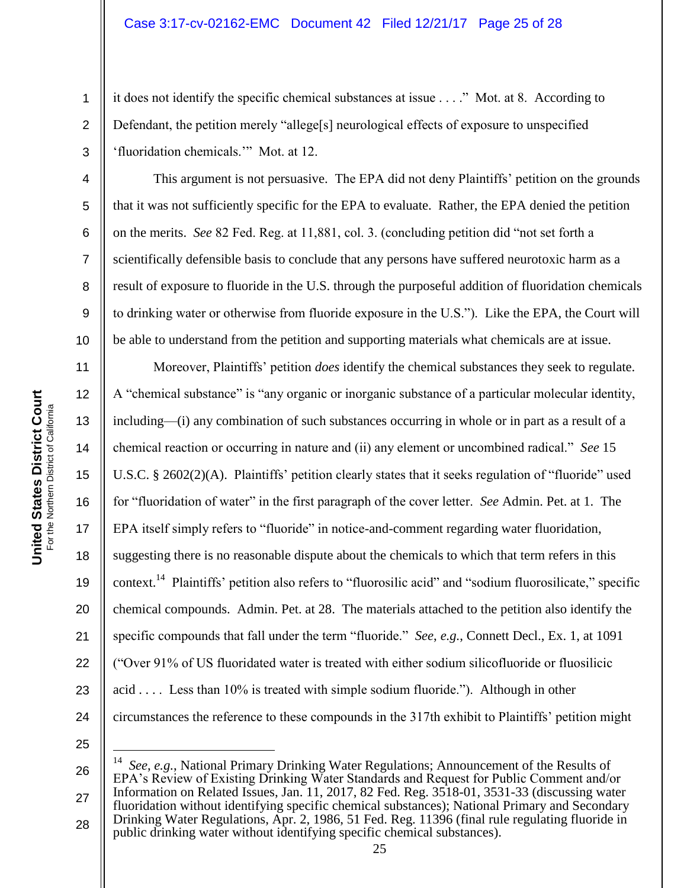it does not identify the specific chemical substances at issue . . . ." Mot. at 8. According to Defendant, the petition merely "allege[s] neurological effects of exposure to unspecified 'fluoridation chemicals.'" Mot. at 12.

This argument is not persuasive. The EPA did not deny Plaintiffs' petition on the grounds that it was not sufficiently specific for the EPA to evaluate. Rather, the EPA denied the petition on the merits. *See* 82 Fed. Reg. at 11,881, col. 3. (concluding petition did "not set forth a scientifically defensible basis to conclude that any persons have suffered neurotoxic harm as a result of exposure to fluoride in the U.S. through the purposeful addition of fluoridation chemicals to drinking water or otherwise from fluoride exposure in the U.S."). Like the EPA, the Court will be able to understand from the petition and supporting materials what chemicals are at issue.

Moreover, Plaintiffs' petition *does* identify the chemical substances they seek to regulate. A "chemical substance" is "any organic or inorganic substance of a particular molecular identity, including—(i) any combination of such substances occurring in whole or in part as a result of a chemical reaction or occurring in nature and (ii) any element or uncombined radical." *See* 15 U.S.C. § 2602(2)(A). Plaintiffs' petition clearly states that it seeks regulation of "fluoride" used for "fluoridation of water" in the first paragraph of the cover letter. *See* Admin. Pet. at 1. The EPA itself simply refers to "fluoride" in notice-and-comment regarding water fluoridation, suggesting there is no reasonable dispute about the chemicals to which that term refers in this context.[14] Plaintiffs' petition also refers to "fluorosilic acid" and "sodium fluorosilicate," specific chemical compounds. Admin. Pet. at 28. The materials attached to the petition also identify the specific compounds that fall under the term "fluoride." *See, e.g.*, Connett Decl., Ex. 1, at 1091 ("Over 91% of US fluoridated water is treated with either sodium silicofluoride or fluosilicic acid . . . . Less than 10% is treated with simple sodium fluoride."). Although in other circumstances the reference to these compounds in the 317th exhibit to Plaintiffs' petition might

---

[14] *See, e.g.*, National Primary Drinking Water Regulations; Announcement of the Results of EPA's Review of Existing Drinking Water Standards and Request for Public Comment and/or Information on Related Issues, Jan. 11, 2017, 82 Fed. Reg. 3518-01, 3531-33 (discussing water fluoridation without identifying specific chemical substances); National Primary and Secondary Drinking Water Regulations, Apr. 2, 1986, 51 Fed. Reg. 11396 (final rule regulating fluoride in public drinking water without identifying specific chemical substances).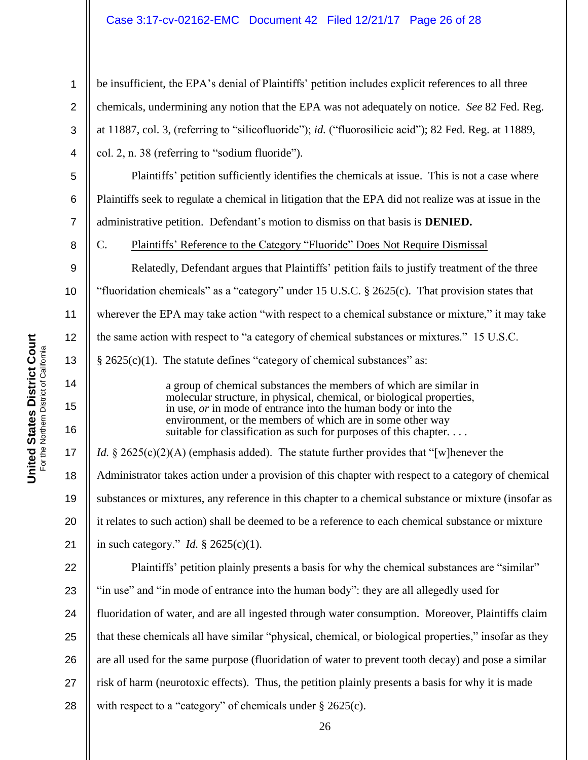be insufficient, the EPA's denial of Plaintiffs' petition includes explicit references to all three chemicals, undermining any notion that the EPA was not adequately on notice. *See* 82 Fed. Reg. at 11887, col. 3, (referring to "silicofluoride"); *id.* ("fluorosilicic acid"); 82 Fed. Reg. at 11889, col. 2, n. 38 (referring to "sodium fluoride").

Plaintiffs' petition sufficiently identifies the chemicals at issue. This is not a case where Plaintiffs seek to regulate a chemical in litigation that the EPA did not realize was at issue in the administrative petition. Defendant's motion to dismiss on that basis is **DENIED.**

C. <u>Plaintiffs' Reference to the Category "Fluoride" Does Not Require Dismissal</u>

Relatedly, Defendant argues that Plaintiffs' petition fails to justify treatment of the three "fluoridation chemicals" as a "category" under 15 U.S.C. § 2625(c). That provision states that wherever the EPA may take action "with respect to a chemical substance or mixture," it may take the same action with respect to "a category of chemical substances or mixtures." 15 U.S.C. § 2625(c)(1). The statute defines "category of chemical substances" as:

> a group of chemical substances the members of which are similar in molecular structure, in physical, chemical, or biological properties, in use, *or* in mode of entrance into the human body or into the environment, or the members of which are in some other way suitable for classification as such for purposes of this chapter. . . .

*Id.* § 2625(c)(2)(A) (emphasis added). The statute further provides that "[w]henever the Administrator takes action under a provision of this chapter with respect to a category of chemical substances or mixtures, any reference in this chapter to a chemical substance or mixture (insofar as it relates to such action) shall be deemed to be a reference to each chemical substance or mixture in such category." *Id.* § 2625(c)(1).

Plaintiffs' petition plainly presents a basis for why the chemical substances are "similar" "in use" and "in mode of entrance into the human body": they are all allegedly used for fluoridation of water, and are all ingested through water consumption. Moreover, Plaintiffs claim that these chemicals all have similar "physical, chemical, or biological properties," insofar as they are all used for the same purpose (fluoridation of water to prevent tooth decay) and pose a similar risk of harm (neurotoxic effects). Thus, the petition plainly presents a basis for why it is made with respect to a "category" of chemicals under § 2625(c).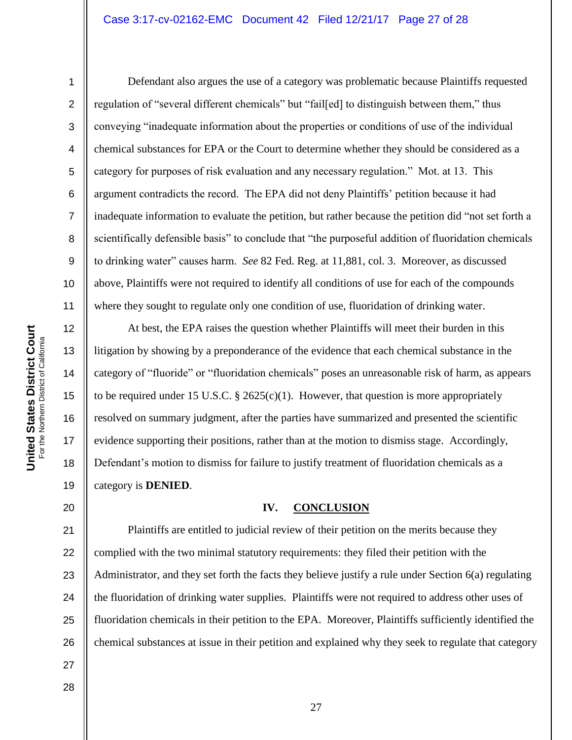Defendant also argues the use of a category was problematic because Plaintiffs requested regulation of "several different chemicals" but "fail[ed] to distinguish between them," thus conveying "inadequate information about the properties or conditions of use of the individual chemical substances for EPA or the Court to determine whether they should be considered as a category for purposes of risk evaluation and any necessary regulation." Mot. at 13. This argument contradicts the record. The EPA did not deny Plaintiffs' petition because it had inadequate information to evaluate the petition, but rather because the petition did "not set forth a scientifically defensible basis" to conclude that "the purposeful addition of fluoridation chemicals to drinking water" causes harm. *See* 82 Fed. Reg. at 11,881, col. 3. Moreover, as discussed above, Plaintiffs were not required to identify all conditions of use for each of the compounds where they sought to regulate only one condition of use, fluoridation of drinking water.

At best, the EPA raises the question whether Plaintiffs will meet their burden in this litigation by showing by a preponderance of the evidence that each chemical substance in the category of "fluoride" or "fluoridation chemicals" poses an unreasonable risk of harm, as appears to be required under 15 U.S.C. § 2625(c)(1). However, that question is more appropriately resolved on summary judgment, after the parties have summarized and presented the scientific evidence supporting their positions, rather than at the motion to dismiss stage. Accordingly, Defendant's motion to dismiss for failure to justify treatment of fluoridation chemicals as a category is **DENIED**.

## IV. CONCLUSION

Plaintiffs are entitled to judicial review of their petition on the merits because they complied with the two minimal statutory requirements: they filed their petition with the Administrator, and they set forth the facts they believe justify a rule under Section 6(a) regulating the fluoridation of drinking water supplies. Plaintiffs were not required to address other uses of fluoridation chemicals in their petition to the EPA. Moreover, Plaintiffs sufficiently identified the chemical substances at issue in their petition and explained why they seek to regulate that category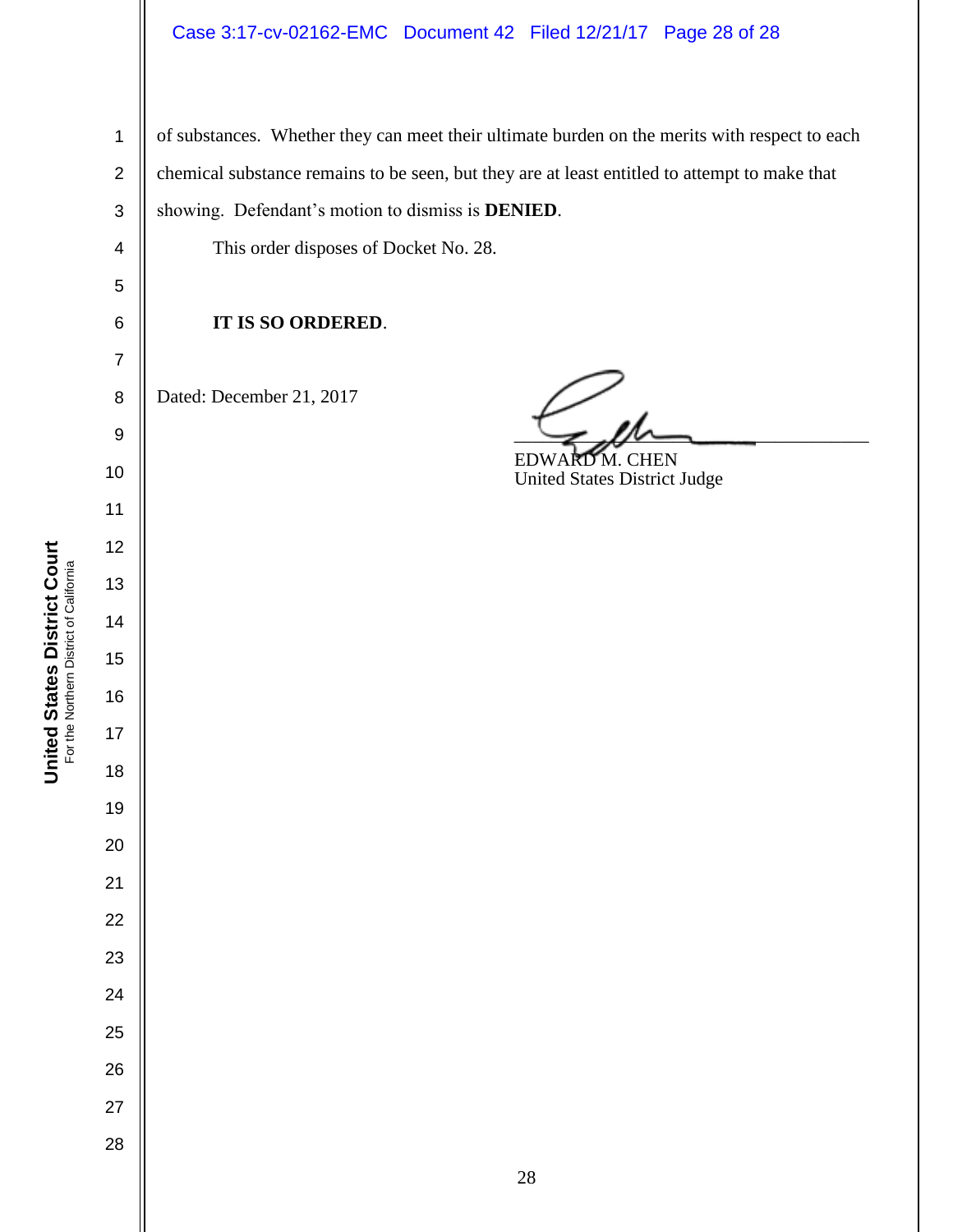of substances. Whether they can meet their ultimate burden on the merits with respect to each chemical substance remains to be seen, but they are at least entitled to attempt to make that showing. Defendant's motion to dismiss is **DENIED**.

This order disposes of Docket No. 28.

**IT IS SO ORDERED**.

Dated: December 21, 2017

EDWARD M. CHEN
United States District Judge